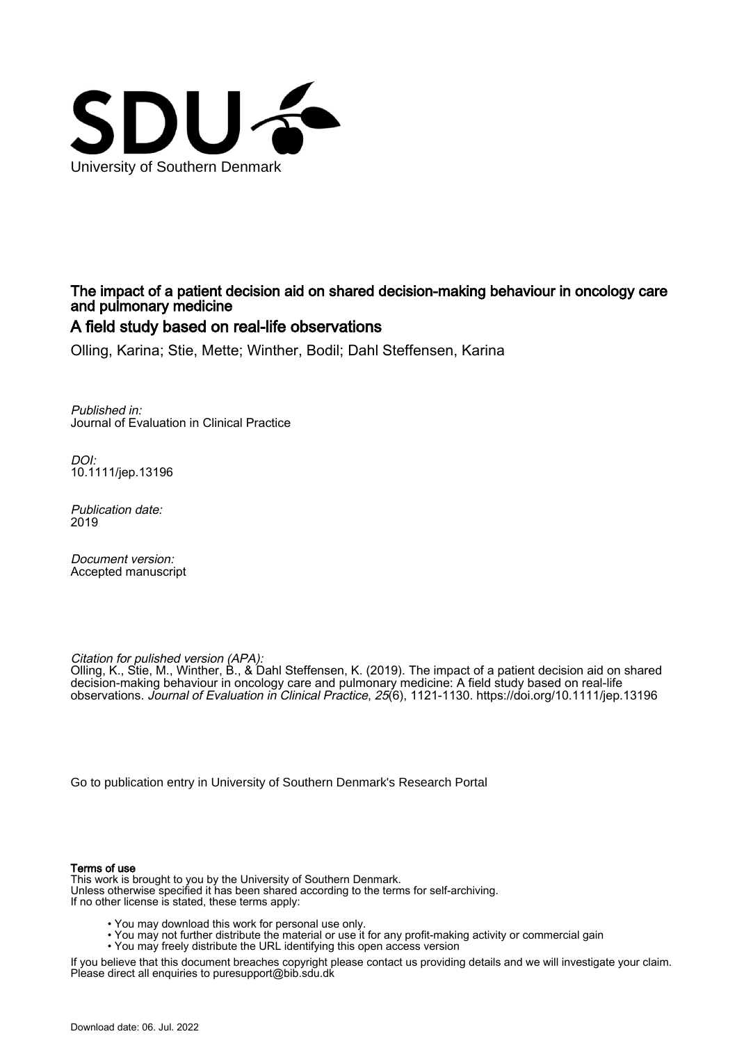University of Southern Denmark

# The impact of a patient decision aid on shared decision-making behaviour in oncology care and pulmonary medicine

## A field study based on real-life observations

Olling, Karina; Stie, Mette; Winther, Bodil; Dahl Steffensen, Karina

*Published in:*
Journal of Evaluation in Clinical Practice

*DOI:*
10.1111/jep.13196

*Publication date:*
2019

*Document version:*
Accepted manuscript

*Citation for pulished version (APA):*
Olling, K., Stie, M., Winther, B., & Dahl Steffensen, K. (2019). The impact of a patient decision aid on shared decision-making behaviour in oncology care and pulmonary medicine: A field study based on real-life observations. *Journal of Evaluation in Clinical Practice*, *25*(6), 1121-1130. https://doi.org/10.1111/jep.13196

Go to publication entry in University of Southern Denmark's Research Portal

**Terms of use**
This work is brought to you by the University of Southern Denmark.
Unless otherwise specified it has been shared according to the terms for self-archiving.
If no other license is stated, these terms apply:

- You may download this work for personal use only.
- You may not further distribute the material or use it for any profit-making activity or commercial gain
- You may freely distribute the URL identifying this open access version

If you believe that this document breaches copyright please contact us providing details and we will investigate your claim.
Please direct all enquiries to puresupport@bib.sdu.dk

Download date: 06. Jul. 2022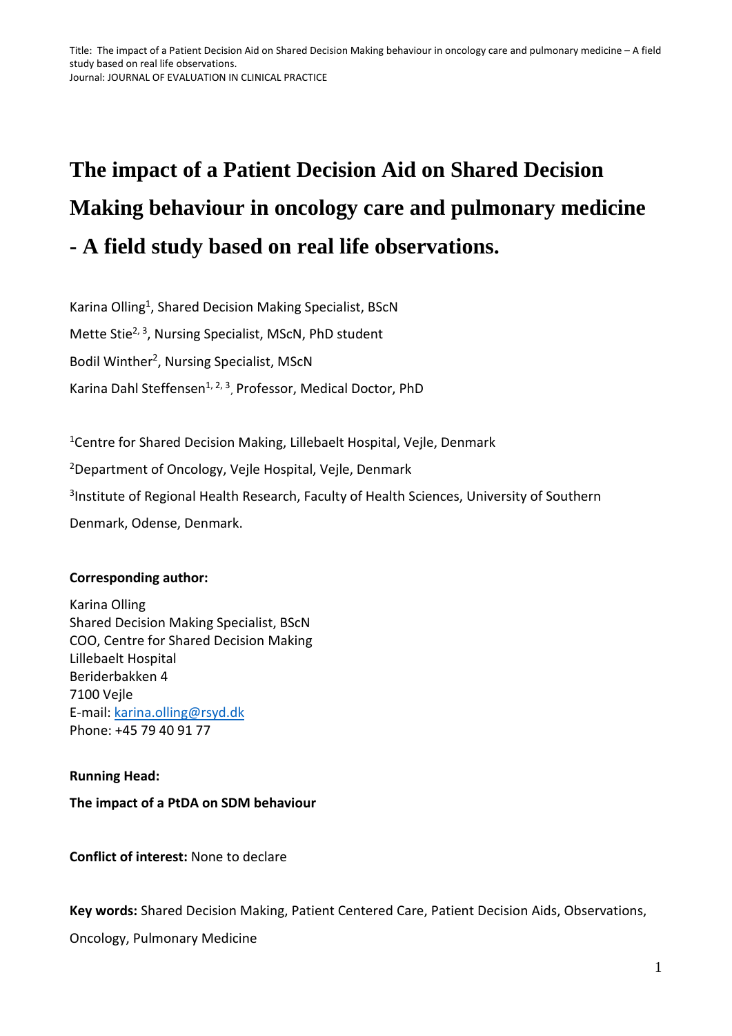# The impact of a Patient Decision Aid on Shared Decision Making behaviour in oncology care and pulmonary medicine - A field study based on real life observations.

Karina Olling[1], Shared Decision Making Specialist, BScN

Mette Stie[2, 3], Nursing Specialist, MScN, PhD student

Bodil Winther[2], Nursing Specialist, MScN

Karina Dahl Steffensen[1, 2, 3], Professor, Medical Doctor, PhD

[1]Centre for Shared Decision Making, Lillebaelt Hospital, Vejle, Denmark

[2]Department of Oncology, Vejle Hospital, Vejle, Denmark

[3]Institute of Regional Health Research, Faculty of Health Sciences, University of Southern Denmark, Odense, Denmark.

**Corresponding author:**

Karina Olling
Shared Decision Making Specialist, BScN
COO, Centre for Shared Decision Making
Lillebaelt Hospital
Beriderbakken 4
7100 Vejle
E-mail: karina.olling@rsyd.dk
Phone: +45 79 40 91 77

**Running Head:**

**The impact of a PtDA on SDM behaviour**

**Conflict of interest:** None to declare

**Key words:** Shared Decision Making, Patient Centered Care, Patient Decision Aids, Observations, Oncology, Pulmonary Medicine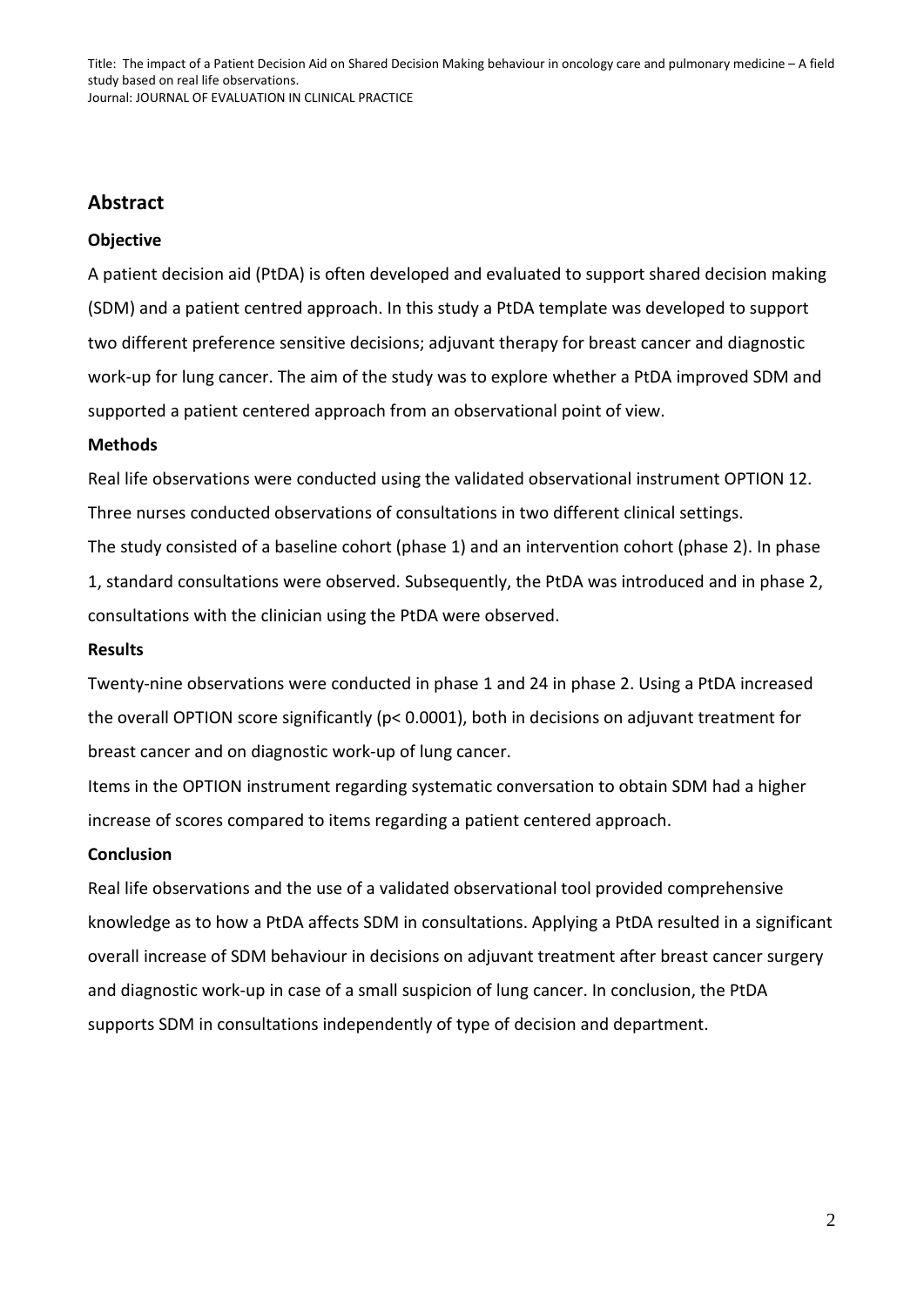## Abstract

### Objective

A patient decision aid (PtDA) is often developed and evaluated to support shared decision making (SDM) and a patient centred approach. In this study a PtDA template was developed to support two different preference sensitive decisions; adjuvant therapy for breast cancer and diagnostic work-up for lung cancer. The aim of the study was to explore whether a PtDA improved SDM and supported a patient centered approach from an observational point of view.

### Methods

Real life observations were conducted using the validated observational instrument OPTION 12. Three nurses conducted observations of consultations in two different clinical settings.

The study consisted of a baseline cohort (phase 1) and an intervention cohort (phase 2). In phase 1, standard consultations were observed. Subsequently, the PtDA was introduced and in phase 2, consultations with the clinician using the PtDA were observed.

### Results

Twenty-nine observations were conducted in phase 1 and 24 in phase 2. Using a PtDA increased the overall OPTION score significantly ($p < 0.0001$), both in decisions on adjuvant treatment for breast cancer and on diagnostic work-up of lung cancer.

Items in the OPTION instrument regarding systematic conversation to obtain SDM had a higher increase of scores compared to items regarding a patient centered approach.

### Conclusion

Real life observations and the use of a validated observational tool provided comprehensive knowledge as to how a PtDA affects SDM in consultations. Applying a PtDA resulted in a significant overall increase of SDM behaviour in decisions on adjuvant treatment after breast cancer surgery and diagnostic work-up in case of a small suspicion of lung cancer. In conclusion, the PtDA supports SDM in consultations independently of type of decision and department.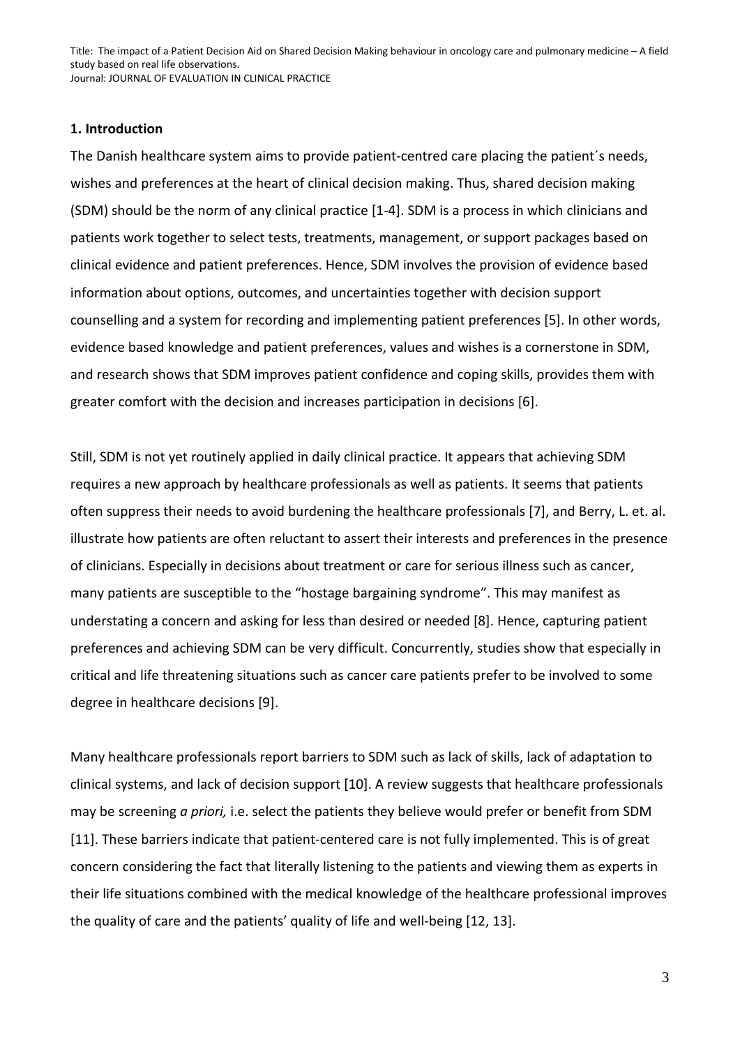## 1. Introduction

The Danish healthcare system aims to provide patient-centred care placing the patient´s needs, wishes and preferences at the heart of clinical decision making. Thus, shared decision making (SDM) should be the norm of any clinical practice [1-4]. SDM is a process in which clinicians and patients work together to select tests, treatments, management, or support packages based on clinical evidence and patient preferences. Hence, SDM involves the provision of evidence based information about options, outcomes, and uncertainties together with decision support counselling and a system for recording and implementing patient preferences [5]. In other words, evidence based knowledge and patient preferences, values and wishes is a cornerstone in SDM, and research shows that SDM improves patient confidence and coping skills, provides them with greater comfort with the decision and increases participation in decisions [6].

Still, SDM is not yet routinely applied in daily clinical practice. It appears that achieving SDM requires a new approach by healthcare professionals as well as patients. It seems that patients often suppress their needs to avoid burdening the healthcare professionals [7], and Berry, L. et. al. illustrate how patients are often reluctant to assert their interests and preferences in the presence of clinicians. Especially in decisions about treatment or care for serious illness such as cancer, many patients are susceptible to the "hostage bargaining syndrome". This may manifest as understating a concern and asking for less than desired or needed [8]. Hence, capturing patient preferences and achieving SDM can be very difficult. Concurrently, studies show that especially in critical and life threatening situations such as cancer care patients prefer to be involved to some degree in healthcare decisions [9].

Many healthcare professionals report barriers to SDM such as lack of skills, lack of adaptation to clinical systems, and lack of decision support [10]. A review suggests that healthcare professionals may be screening *a priori,* i.e. select the patients they believe would prefer or benefit from SDM [11]. These barriers indicate that patient-centered care is not fully implemented. This is of great concern considering the fact that literally listening to the patients and viewing them as experts in their life situations combined with the medical knowledge of the healthcare professional improves the quality of care and the patients' quality of life and well-being [12, 13].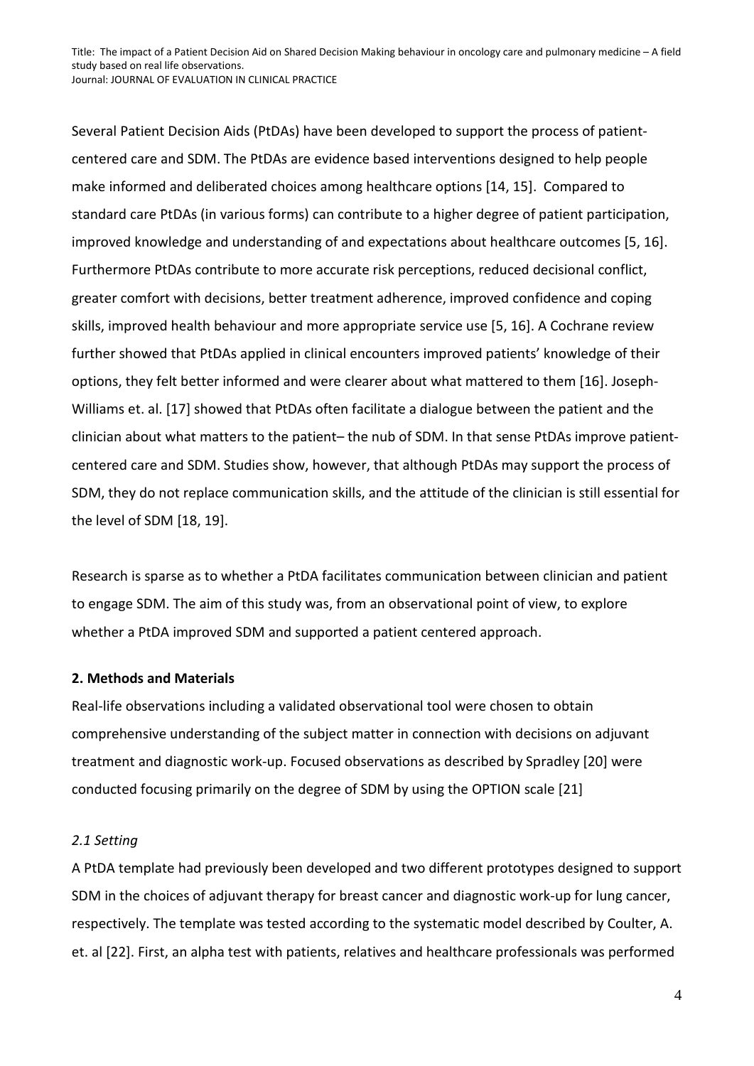Several Patient Decision Aids (PtDAs) have been developed to support the process of patient-centered care and SDM. The PtDAs are evidence based interventions designed to help people make informed and deliberated choices among healthcare options [14, 15]. Compared to standard care PtDAs (in various forms) can contribute to a higher degree of patient participation, improved knowledge and understanding of and expectations about healthcare outcomes [5, 16]. Furthermore PtDAs contribute to more accurate risk perceptions, reduced decisional conflict, greater comfort with decisions, better treatment adherence, improved confidence and coping skills, improved health behaviour and more appropriate service use [5, 16]. A Cochrane review further showed that PtDAs applied in clinical encounters improved patients' knowledge of their options, they felt better informed and were clearer about what mattered to them [16]. Joseph-Williams et. al. [17] showed that PtDAs often facilitate a dialogue between the patient and the clinician about what matters to the patient– the nub of SDM. In that sense PtDAs improve patient-centered care and SDM. Studies show, however, that although PtDAs may support the process of SDM, they do not replace communication skills, and the attitude of the clinician is still essential for the level of SDM [18, 19].

Research is sparse as to whether a PtDA facilitates communication between clinician and patient to engage SDM. The aim of this study was, from an observational point of view, to explore whether a PtDA improved SDM and supported a patient centered approach.

## 2. Methods and Materials

Real-life observations including a validated observational tool were chosen to obtain comprehensive understanding of the subject matter in connection with decisions on adjuvant treatment and diagnostic work-up. Focused observations as described by Spradley [20] were conducted focusing primarily on the degree of SDM by using the OPTION scale [21]

### *2.1 Setting*

A PtDA template had previously been developed and two different prototypes designed to support SDM in the choices of adjuvant therapy for breast cancer and diagnostic work-up for lung cancer, respectively. The template was tested according to the systematic model described by Coulter, A. et. al [22]. First, an alpha test with patients, relatives and healthcare professionals was performed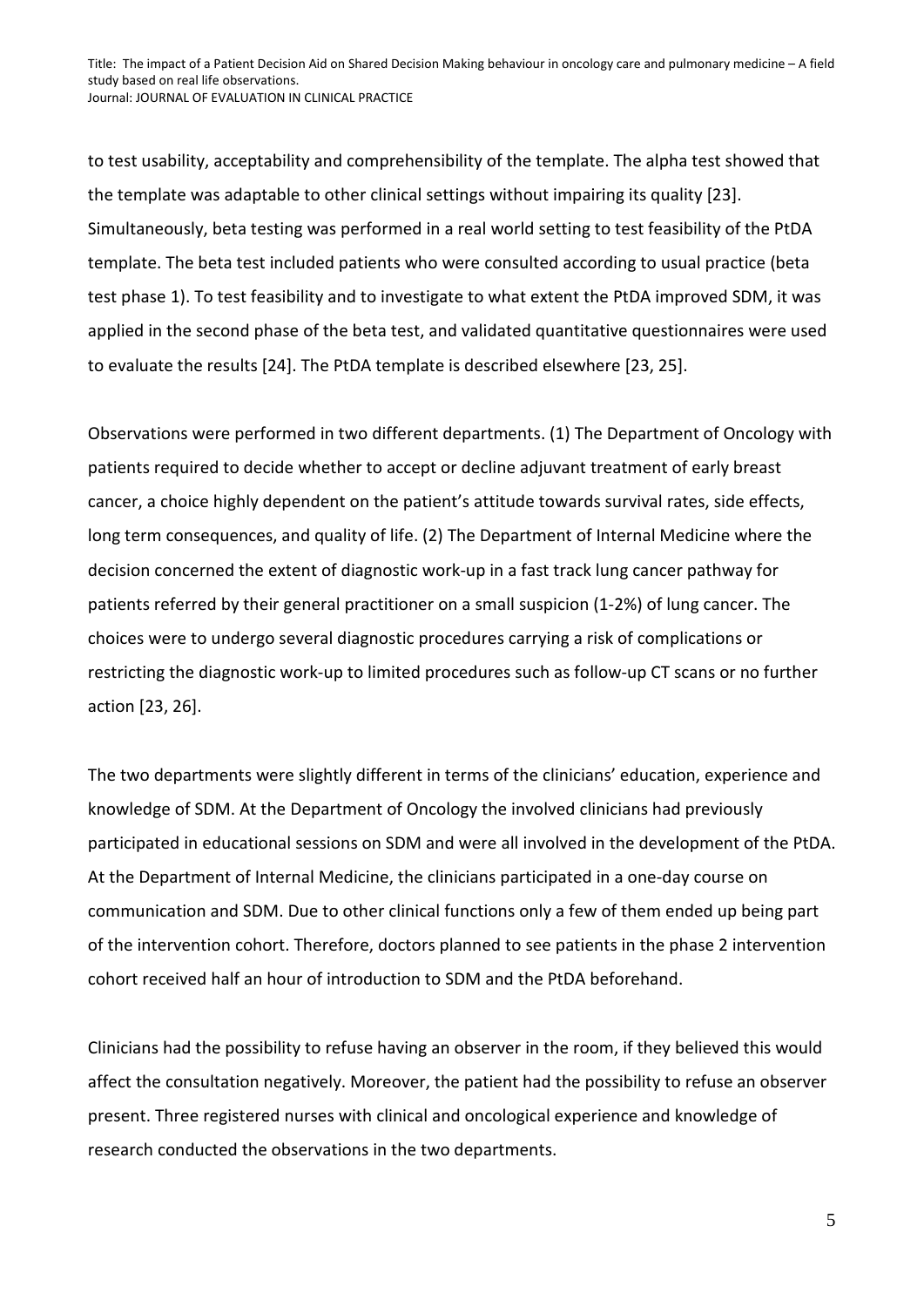to test usability, acceptability and comprehensibility of the template. The alpha test showed that the template was adaptable to other clinical settings without impairing its quality [23]. Simultaneously, beta testing was performed in a real world setting to test feasibility of the PtDA template. The beta test included patients who were consulted according to usual practice (beta test phase 1). To test feasibility and to investigate to what extent the PtDA improved SDM, it was applied in the second phase of the beta test, and validated quantitative questionnaires were used to evaluate the results [24]. The PtDA template is described elsewhere [23, 25].

Observations were performed in two different departments. (1) The Department of Oncology with patients required to decide whether to accept or decline adjuvant treatment of early breast cancer, a choice highly dependent on the patient's attitude towards survival rates, side effects, long term consequences, and quality of life. (2) The Department of Internal Medicine where the decision concerned the extent of diagnostic work-up in a fast track lung cancer pathway for patients referred by their general practitioner on a small suspicion (1-2%) of lung cancer. The choices were to undergo several diagnostic procedures carrying a risk of complications or restricting the diagnostic work-up to limited procedures such as follow-up CT scans or no further action [23, 26].

The two departments were slightly different in terms of the clinicians' education, experience and knowledge of SDM. At the Department of Oncology the involved clinicians had previously participated in educational sessions on SDM and were all involved in the development of the PtDA. At the Department of Internal Medicine, the clinicians participated in a one-day course on communication and SDM. Due to other clinical functions only a few of them ended up being part of the intervention cohort. Therefore, doctors planned to see patients in the phase 2 intervention cohort received half an hour of introduction to SDM and the PtDA beforehand.

Clinicians had the possibility to refuse having an observer in the room, if they believed this would affect the consultation negatively. Moreover, the patient had the possibility to refuse an observer present. Three registered nurses with clinical and oncological experience and knowledge of research conducted the observations in the two departments.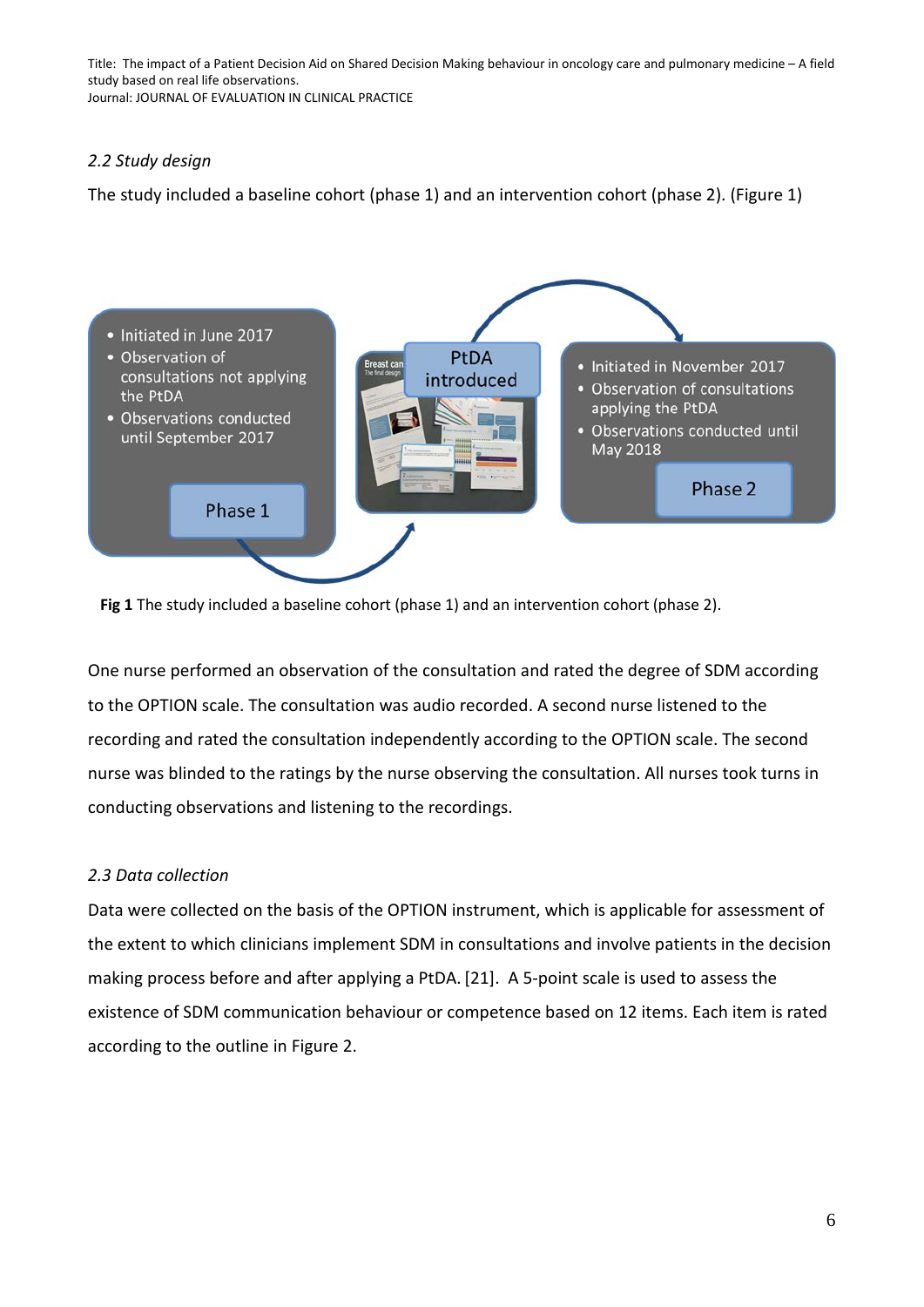*2.2 Study design*

The study included a baseline cohort (phase 1) and an intervention cohort (phase 2). (Figure 1)

- Initiated in June 2017
- Observation of consultations not applying the PtDA
- Observations conducted until September 2017

Phase 1

PtDA introduced

- Initiated in November 2017
- Observation of consultations applying the PtDA
- Observations conducted until May 2018

Phase 2

**Fig 1** The study included a baseline cohort (phase 1) and an intervention cohort (phase 2).

One nurse performed an observation of the consultation and rated the degree of SDM according to the OPTION scale. The consultation was audio recorded. A second nurse listened to the recording and rated the consultation independently according to the OPTION scale. The second nurse was blinded to the ratings by the nurse observing the consultation. All nurses took turns in conducting observations and listening to the recordings.

*2.3 Data collection*

Data were collected on the basis of the OPTION instrument, which is applicable for assessment of the extent to which clinicians implement SDM in consultations and involve patients in the decision making process before and after applying a PtDA. [21]. A 5-point scale is used to assess the existence of SDM communication behaviour or competence based on 12 items. Each item is rated according to the outline in Figure 2.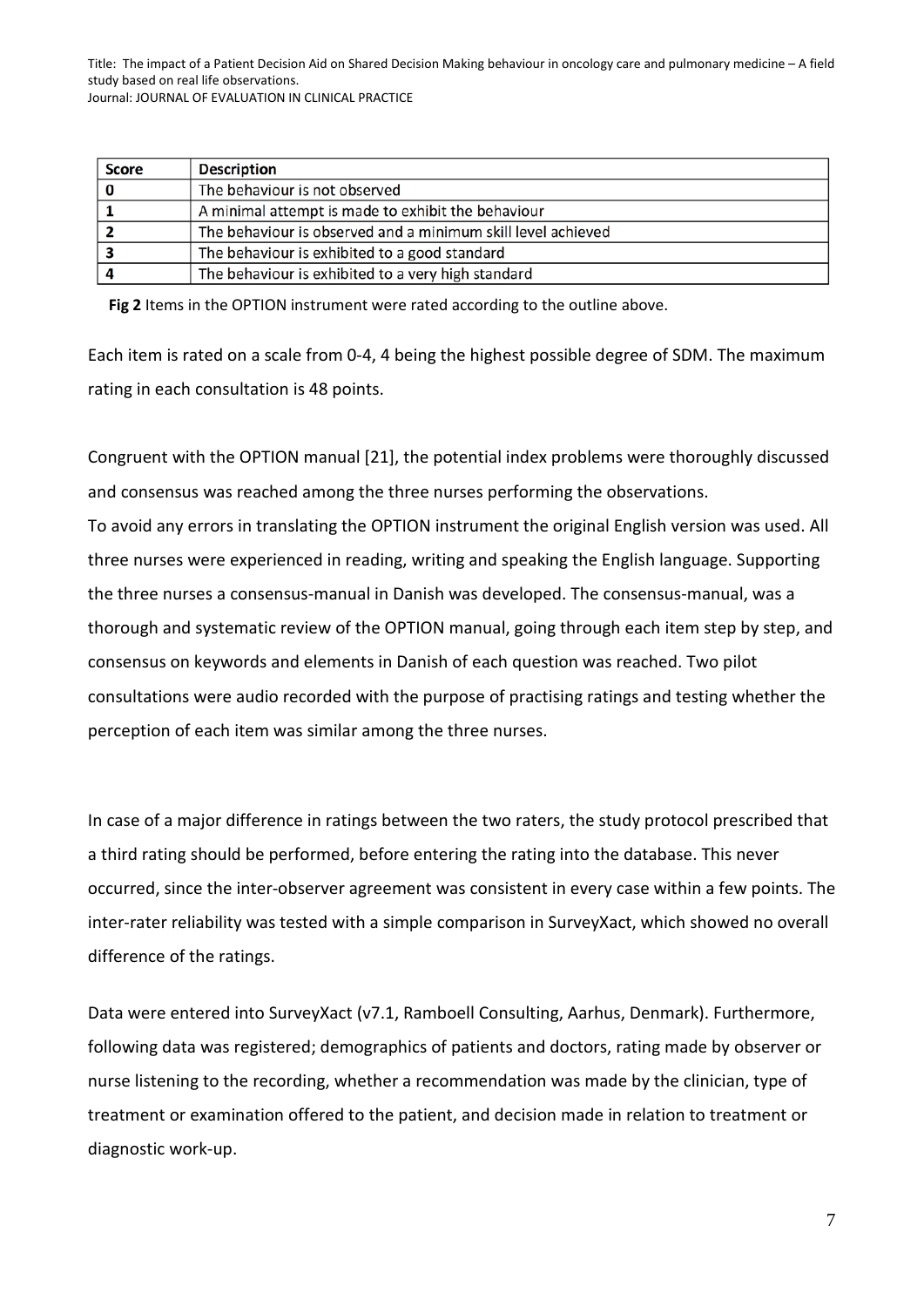| Score | Description |
|---|---|
| 0 | The behaviour is not observed |
| 1 | A minimal attempt is made to exhibit the behaviour |
| 2 | The behaviour is observed and a minimum skill level achieved |
| 3 | The behaviour is exhibited to a good standard |
| 4 | The behaviour is exhibited to a very high standard |

**Fig 2** Items in the OPTION instrument were rated according to the outline above.

Each item is rated on a scale from 0-4, 4 being the highest possible degree of SDM. The maximum rating in each consultation is 48 points.

Congruent with the OPTION manual [21], the potential index problems were thoroughly discussed and consensus was reached among the three nurses performing the observations.
To avoid any errors in translating the OPTION instrument the original English version was used. All three nurses were experienced in reading, writing and speaking the English language. Supporting the three nurses a consensus-manual in Danish was developed. The consensus-manual, was a thorough and systematic review of the OPTION manual, going through each item step by step, and consensus on keywords and elements in Danish of each question was reached. Two pilot consultations were audio recorded with the purpose of practising ratings and testing whether the perception of each item was similar among the three nurses.

In case of a major difference in ratings between the two raters, the study protocol prescribed that a third rating should be performed, before entering the rating into the database. This never occurred, since the inter-observer agreement was consistent in every case within a few points. The inter-rater reliability was tested with a simple comparison in SurveyXact, which showed no overall difference of the ratings.

Data were entered into SurveyXact (v7.1, Ramboell Consulting, Aarhus, Denmark). Furthermore, following data was registered; demographics of patients and doctors, rating made by observer or nurse listening to the recording, whether a recommendation was made by the clinician, type of treatment or examination offered to the patient, and decision made in relation to treatment or diagnostic work-up.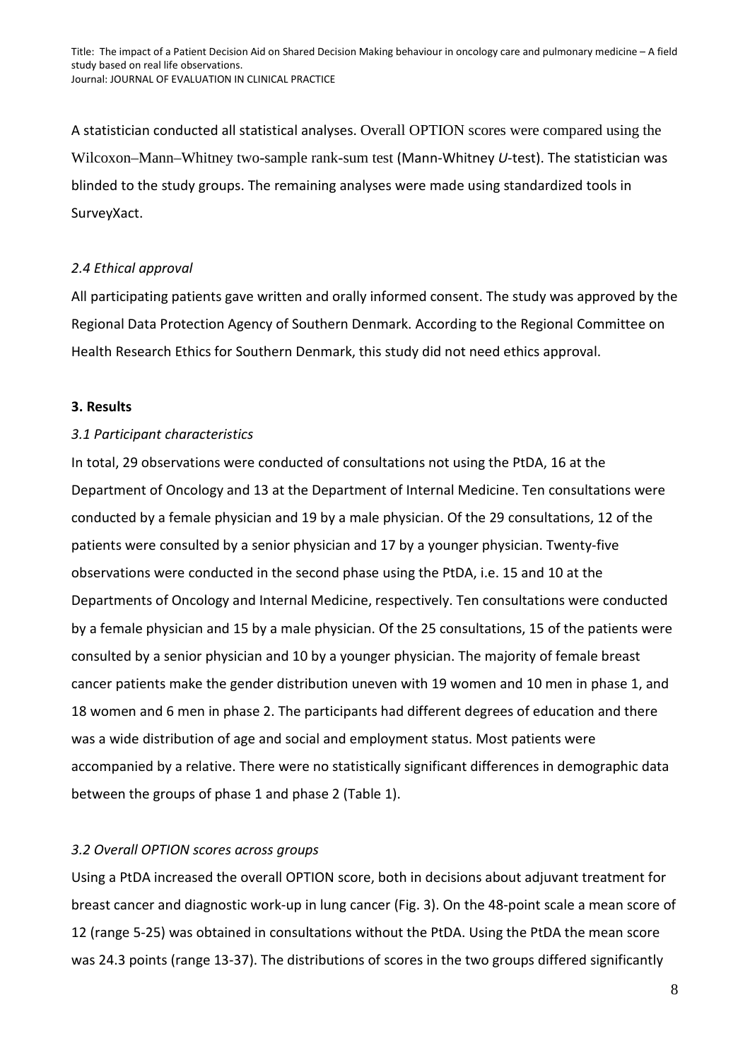A statistician conducted all statistical analyses. Overall OPTION scores were compared using the Wilcoxon–Mann–Whitney two-sample rank-sum test (Mann-Whitney *U*-test). The statistician was blinded to the study groups. The remaining analyses were made using standardized tools in SurveyXact.

### *2.4 Ethical approval*

All participating patients gave written and orally informed consent. The study was approved by the Regional Data Protection Agency of Southern Denmark. According to the Regional Committee on Health Research Ethics for Southern Denmark, this study did not need ethics approval.

## **3. Results**

### *3.1 Participant characteristics*

In total, 29 observations were conducted of consultations not using the PtDA, 16 at the Department of Oncology and 13 at the Department of Internal Medicine. Ten consultations were conducted by a female physician and 19 by a male physician. Of the 29 consultations, 12 of the patients were consulted by a senior physician and 17 by a younger physician. Twenty-five observations were conducted in the second phase using the PtDA, i.e. 15 and 10 at the Departments of Oncology and Internal Medicine, respectively. Ten consultations were conducted by a female physician and 15 by a male physician. Of the 25 consultations, 15 of the patients were consulted by a senior physician and 10 by a younger physician. The majority of female breast cancer patients make the gender distribution uneven with 19 women and 10 men in phase 1, and 18 women and 6 men in phase 2. The participants had different degrees of education and there was a wide distribution of age and social and employment status. Most patients were accompanied by a relative. There were no statistically significant differences in demographic data between the groups of phase 1 and phase 2 (Table 1).

### *3.2 Overall OPTION scores across groups*

Using a PtDA increased the overall OPTION score, both in decisions about adjuvant treatment for breast cancer and diagnostic work-up in lung cancer (Fig. 3). On the 48-point scale a mean score of 12 (range 5-25) was obtained in consultations without the PtDA. Using the PtDA the mean score was 24.3 points (range 13-37). The distributions of scores in the two groups differed significantly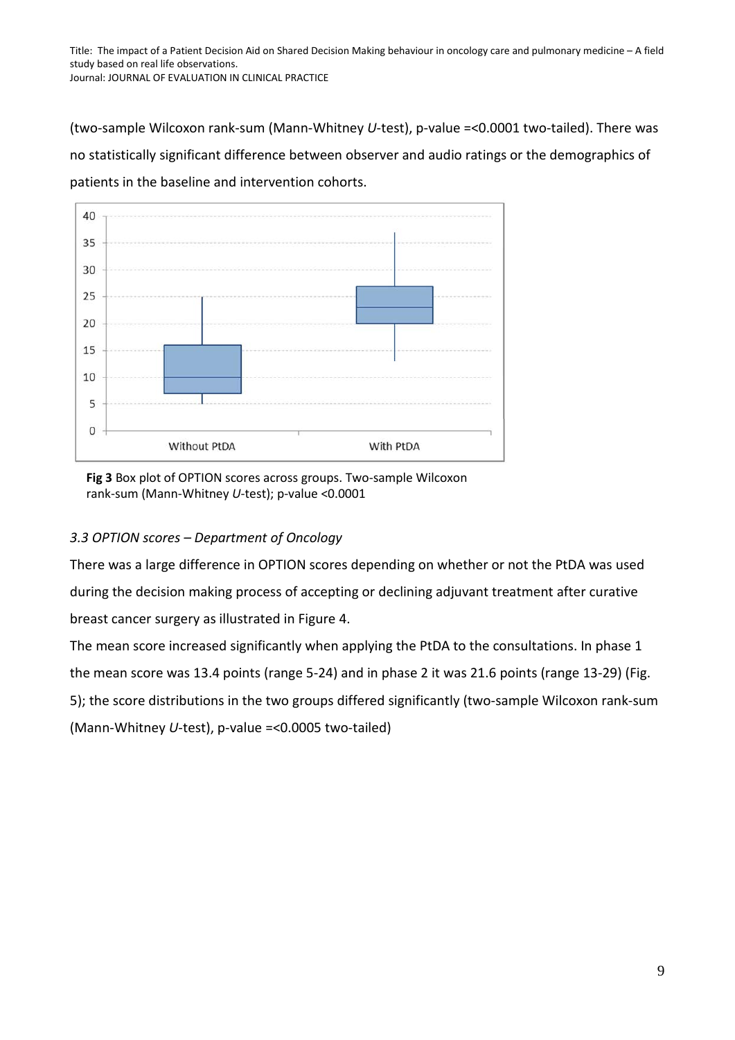(two-sample Wilcoxon rank-sum (Mann-Whitney *U*-test), p-value =<0.0001 two-tailed). There was no statistically significant difference between observer and audio ratings or the demographics of patients in the baseline and intervention cohorts.

**Fig 3** Box plot of OPTION scores across groups. Two-sample Wilcoxon rank-sum (Mann-Whitney *U*-test); p-value <0.0001

### *3.3 OPTION scores – Department of Oncology*

There was a large difference in OPTION scores depending on whether or not the PtDA was used during the decision making process of accepting or declining adjuvant treatment after curative breast cancer surgery as illustrated in Figure 4.

The mean score increased significantly when applying the PtDA to the consultations. In phase 1 the mean score was 13.4 points (range 5-24) and in phase 2 it was 21.6 points (range 13-29) (Fig. 5); the score distributions in the two groups differed significantly (two-sample Wilcoxon rank-sum (Mann-Whitney *U*-test), p-value =<0.0005 two-tailed)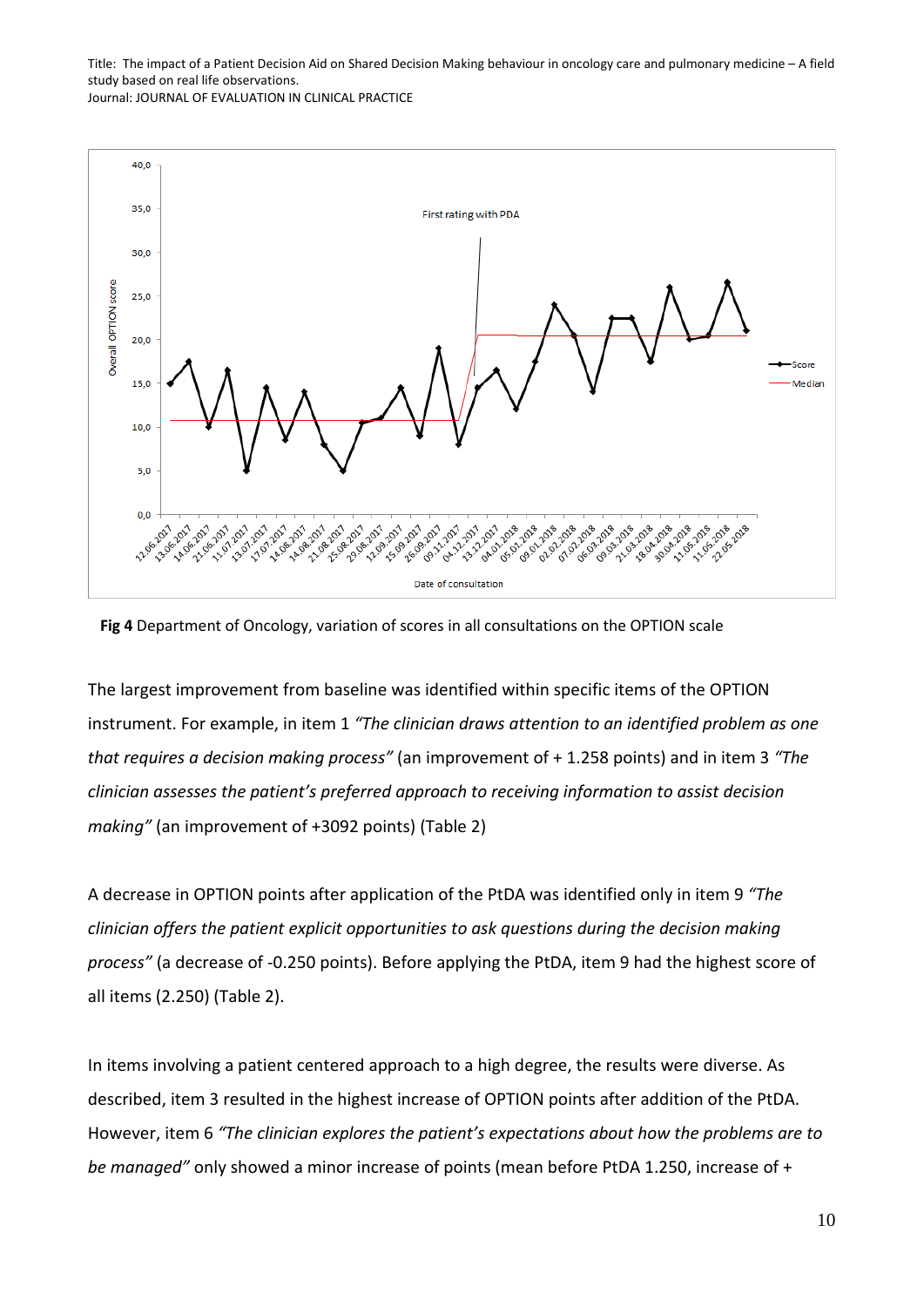**Fig 4** Department of Oncology, variation of scores in all consultations on the OPTION scale

The largest improvement from baseline was identified within specific items of the OPTION instrument. For example, in item 1 *"The clinician draws attention to an identified problem as one that requires a decision making process"* (an improvement of + 1.258 points) and in item 3 *"The clinician assesses the patient's preferred approach to receiving information to assist decision making"* (an improvement of +3092 points) (Table 2)

A decrease in OPTION points after application of the PtDA was identified only in item 9 *"The clinician offers the patient explicit opportunities to ask questions during the decision making process"* (a decrease of -0.250 points). Before applying the PtDA, item 9 had the highest score of all items (2.250) (Table 2).

In items involving a patient centered approach to a high degree, the results were diverse. As described, item 3 resulted in the highest increase of OPTION points after addition of the PtDA. However, item 6 *"The clinician explores the patient's expectations about how the problems are to be managed"* only showed a minor increase of points (mean before PtDA 1.250, increase of +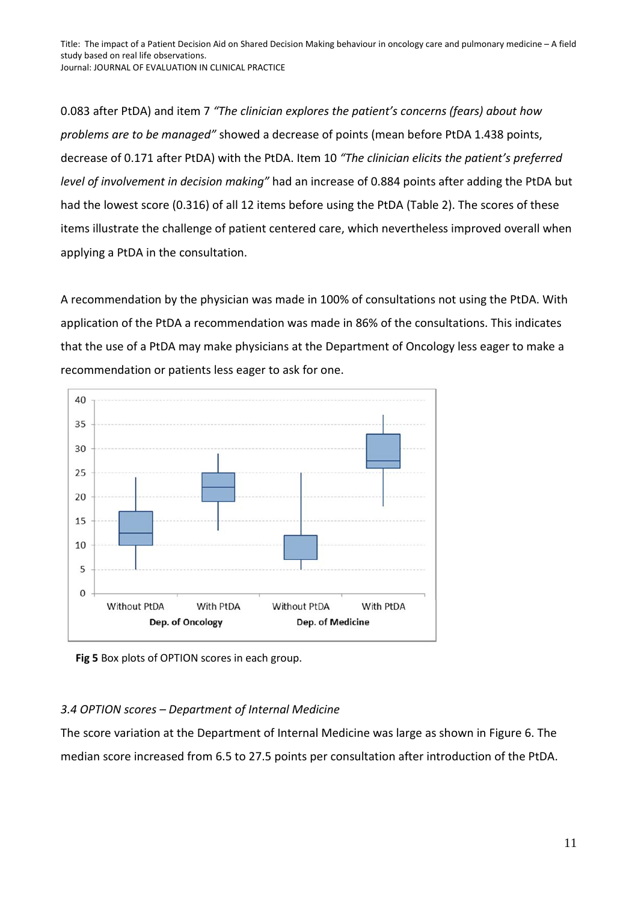0.083 after PtDA) and item 7 *"The clinician explores the patient's concerns (fears) about how problems are to be managed"* showed a decrease of points (mean before PtDA 1.438 points, decrease of 0.171 after PtDA) with the PtDA. Item 10 *"The clinician elicits the patient's preferred level of involvement in decision making"* had an increase of 0.884 points after adding the PtDA but had the lowest score (0.316) of all 12 items before using the PtDA (Table 2). The scores of these items illustrate the challenge of patient centered care, which nevertheless improved overall when applying a PtDA in the consultation.

A recommendation by the physician was made in 100% of consultations not using the PtDA. With application of the PtDA a recommendation was made in 86% of the consultations. This indicates that the use of a PtDA may make physicians at the Department of Oncology less eager to make a recommendation or patients less eager to ask for one.

**Fig 5** Box plots of OPTION scores in each group.

### *3.4 OPTION scores – Department of Internal Medicine*

The score variation at the Department of Internal Medicine was large as shown in Figure 6. The median score increased from 6.5 to 27.5 points per consultation after introduction of the PtDA.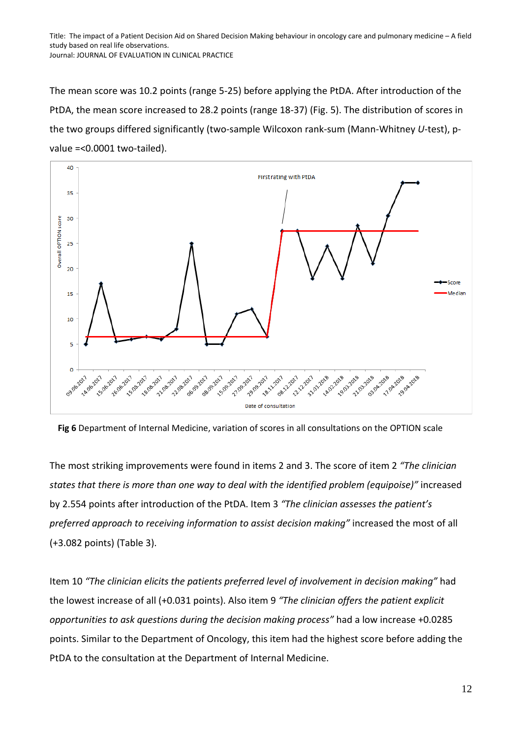The mean score was 10.2 points (range 5-25) before applying the PtDA. After introduction of the PtDA, the mean score increased to 28.2 points (range 18-37) (Fig. 5). The distribution of scores in the two groups differed significantly (two-sample Wilcoxon rank-sum (Mann-Whitney *U*-test), p-value =<0.0001 two-tailed).

**Fig 6** Department of Internal Medicine, variation of scores in all consultations on the OPTION scale

The most striking improvements were found in items 2 and 3. The score of item 2 *"The clinician states that there is more than one way to deal with the identified problem (equipoise)"* increased by 2.554 points after introduction of the PtDA. Item 3 *"The clinician assesses the patient's preferred approach to receiving information to assist decision making"* increased the most of all (+3.082 points) (Table 3).

Item 10 *"The clinician elicits the patients preferred level of involvement in decision making"* had the lowest increase of all (+0.031 points). Also item 9 *"The clinician offers the patient explicit opportunities to ask questions during the decision making process"* had a low increase +0.0285 points. Similar to the Department of Oncology, this item had the highest score before adding the PtDA to the consultation at the Department of Internal Medicine.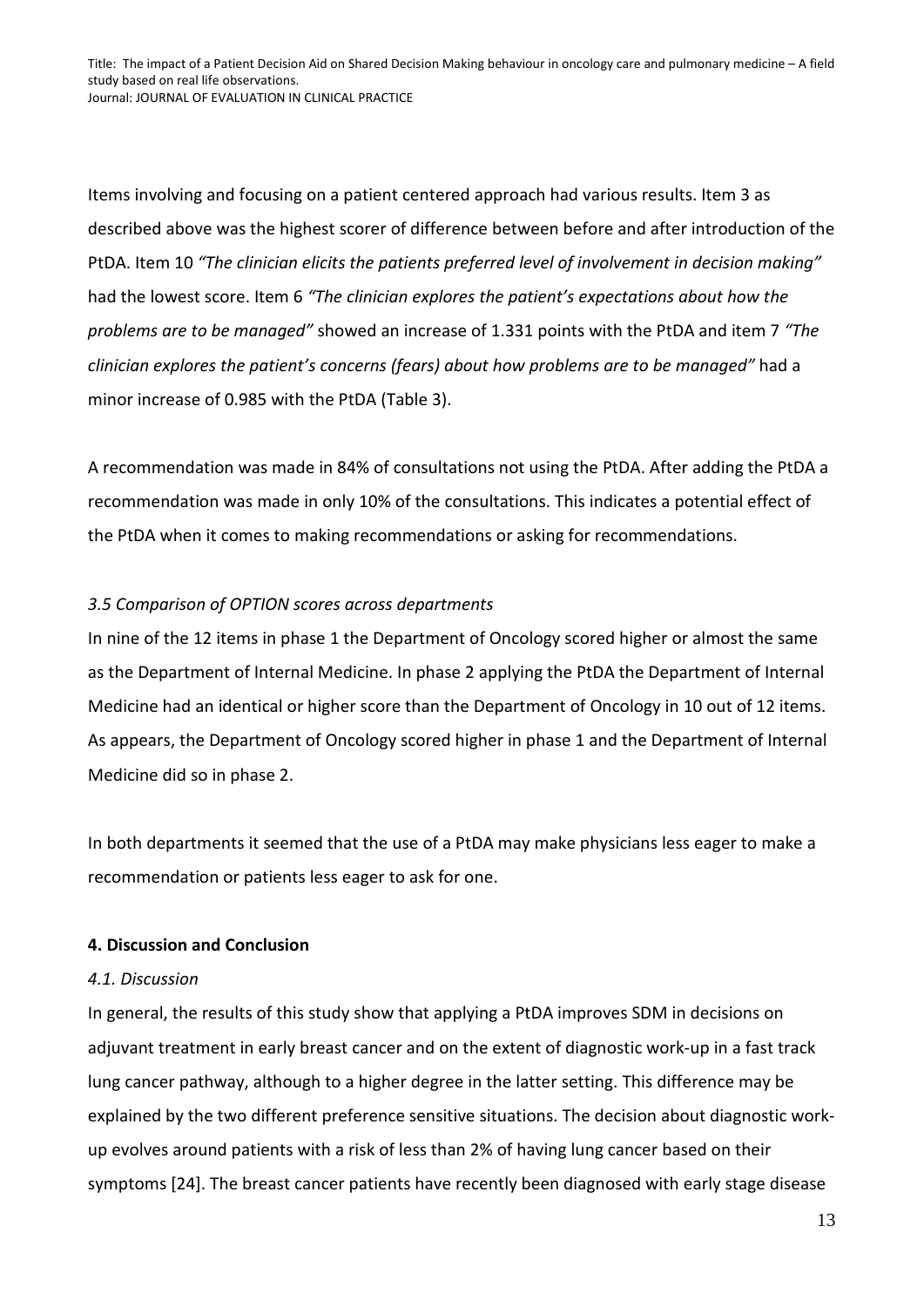Items involving and focusing on a patient centered approach had various results. Item 3 as described above was the highest scorer of difference between before and after introduction of the PtDA. Item 10 *"The clinician elicits the patients preferred level of involvement in decision making"* had the lowest score. Item 6 *"The clinician explores the patient's expectations about how the problems are to be managed"* showed an increase of 1.331 points with the PtDA and item 7 *"The clinician explores the patient's concerns (fears) about how problems are to be managed"* had a minor increase of 0.985 with the PtDA (Table 3).

A recommendation was made in 84% of consultations not using the PtDA. After adding the PtDA a recommendation was made in only 10% of the consultations. This indicates a potential effect of the PtDA when it comes to making recommendations or asking for recommendations.

### *3.5 Comparison of OPTION scores across departments*

In nine of the 12 items in phase 1 the Department of Oncology scored higher or almost the same as the Department of Internal Medicine. In phase 2 applying the PtDA the Department of Internal Medicine had an identical or higher score than the Department of Oncology in 10 out of 12 items. As appears, the Department of Oncology scored higher in phase 1 and the Department of Internal Medicine did so in phase 2.

In both departments it seemed that the use of a PtDA may make physicians less eager to make a recommendation or patients less eager to ask for one.

## 4. Discussion and Conclusion

### *4.1. Discussion*

In general, the results of this study show that applying a PtDA improves SDM in decisions on adjuvant treatment in early breast cancer and on the extent of diagnostic work-up in a fast track lung cancer pathway, although to a higher degree in the latter setting. This difference may be explained by the two different preference sensitive situations. The decision about diagnostic work-up evolves around patients with a risk of less than 2% of having lung cancer based on their symptoms [24]. The breast cancer patients have recently been diagnosed with early stage disease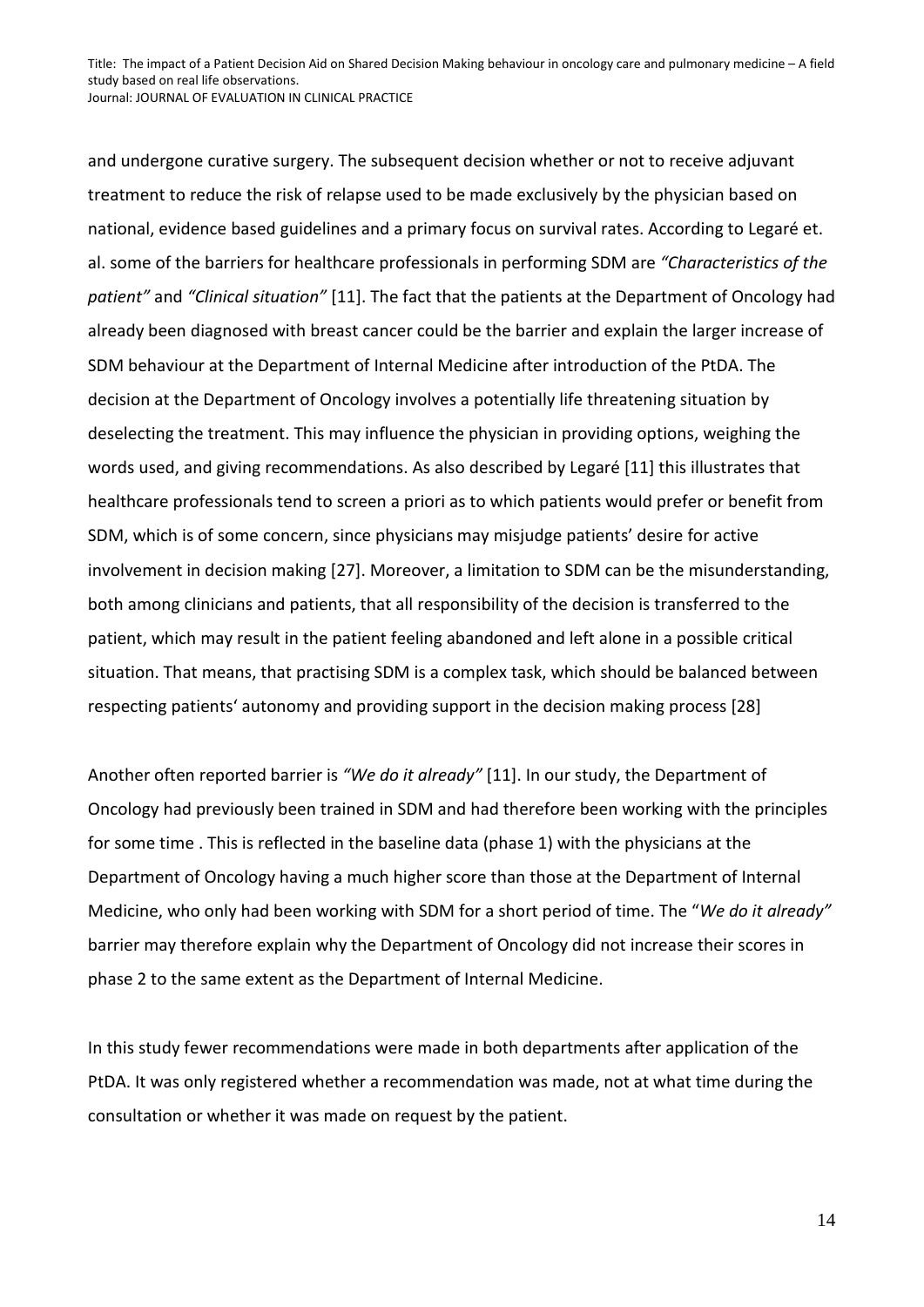and undergone curative surgery. The subsequent decision whether or not to receive adjuvant treatment to reduce the risk of relapse used to be made exclusively by the physician based on national, evidence based guidelines and a primary focus on survival rates. According to Legaré et. al. some of the barriers for healthcare professionals in performing SDM are *"Characteristics of the patient"* and *"Clinical situation"* [11]. The fact that the patients at the Department of Oncology had already been diagnosed with breast cancer could be the barrier and explain the larger increase of SDM behaviour at the Department of Internal Medicine after introduction of the PtDA. The decision at the Department of Oncology involves a potentially life threatening situation by deselecting the treatment. This may influence the physician in providing options, weighing the words used, and giving recommendations. As also described by Legaré [11] this illustrates that healthcare professionals tend to screen a priori as to which patients would prefer or benefit from SDM, which is of some concern, since physicians may misjudge patients' desire for active involvement in decision making [27]. Moreover, a limitation to SDM can be the misunderstanding, both among clinicians and patients, that all responsibility of the decision is transferred to the patient, which may result in the patient feeling abandoned and left alone in a possible critical situation. That means, that practising SDM is a complex task, which should be balanced between respecting patients' autonomy and providing support in the decision making process [28]

Another often reported barrier is *"We do it already"* [11]. In our study, the Department of Oncology had previously been trained in SDM and had therefore been working with the principles for some time . This is reflected in the baseline data (phase 1) with the physicians at the Department of Oncology having a much higher score than those at the Department of Internal Medicine, who only had been working with SDM for a short period of time. The "*We do it already"* barrier may therefore explain why the Department of Oncology did not increase their scores in phase 2 to the same extent as the Department of Internal Medicine.

In this study fewer recommendations were made in both departments after application of the PtDA. It was only registered whether a recommendation was made, not at what time during the consultation or whether it was made on request by the patient.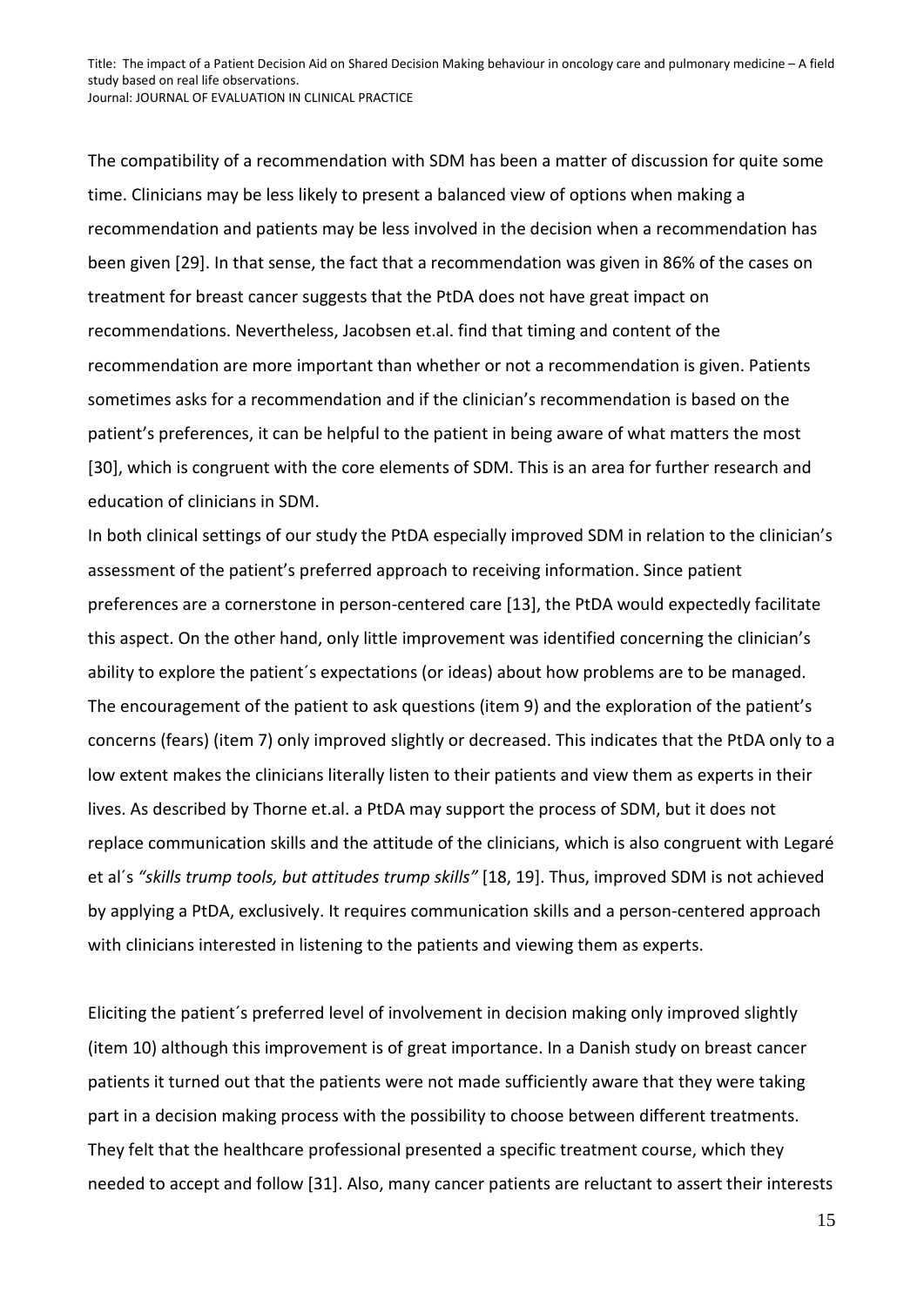The compatibility of a recommendation with SDM has been a matter of discussion for quite some time. Clinicians may be less likely to present a balanced view of options when making a recommendation and patients may be less involved in the decision when a recommendation has been given [29]. In that sense, the fact that a recommendation was given in 86% of the cases on treatment for breast cancer suggests that the PtDA does not have great impact on recommendations. Nevertheless, Jacobsen et.al. find that timing and content of the recommendation are more important than whether or not a recommendation is given. Patients sometimes asks for a recommendation and if the clinician's recommendation is based on the patient's preferences, it can be helpful to the patient in being aware of what matters the most [30], which is congruent with the core elements of SDM. This is an area for further research and education of clinicians in SDM.

In both clinical settings of our study the PtDA especially improved SDM in relation to the clinician's assessment of the patient's preferred approach to receiving information. Since patient preferences are a cornerstone in person-centered care [13], the PtDA would expectedly facilitate this aspect. On the other hand, only little improvement was identified concerning the clinician's ability to explore the patient´s expectations (or ideas) about how problems are to be managed. The encouragement of the patient to ask questions (item 9) and the exploration of the patient's concerns (fears) (item 7) only improved slightly or decreased. This indicates that the PtDA only to a low extent makes the clinicians literally listen to their patients and view them as experts in their lives. As described by Thorne et.al. a PtDA may support the process of SDM, but it does not replace communication skills and the attitude of the clinicians, which is also congruent with Legaré et al´s *"skills trump tools, but attitudes trump skills"* [18, 19]. Thus, improved SDM is not achieved by applying a PtDA, exclusively. It requires communication skills and a person-centered approach with clinicians interested in listening to the patients and viewing them as experts.

Eliciting the patient´s preferred level of involvement in decision making only improved slightly (item 10) although this improvement is of great importance. In a Danish study on breast cancer patients it turned out that the patients were not made sufficiently aware that they were taking part in a decision making process with the possibility to choose between different treatments. They felt that the healthcare professional presented a specific treatment course, which they needed to accept and follow [31]. Also, many cancer patients are reluctant to assert their interests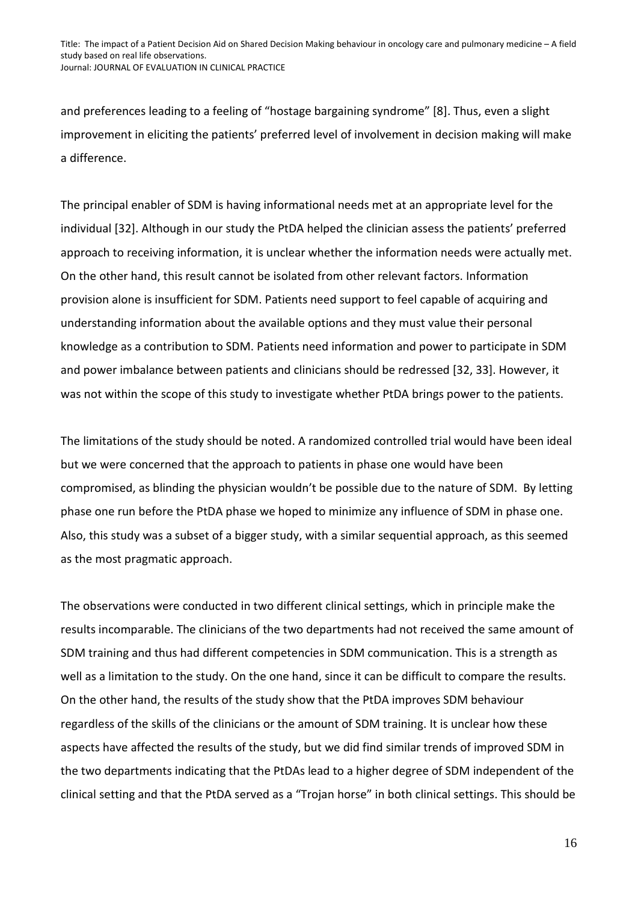and preferences leading to a feeling of "hostage bargaining syndrome" [8]. Thus, even a slight improvement in eliciting the patients' preferred level of involvement in decision making will make a difference.

The principal enabler of SDM is having informational needs met at an appropriate level for the individual [32]. Although in our study the PtDA helped the clinician assess the patients' preferred approach to receiving information, it is unclear whether the information needs were actually met. On the other hand, this result cannot be isolated from other relevant factors. Information provision alone is insufficient for SDM. Patients need support to feel capable of acquiring and understanding information about the available options and they must value their personal knowledge as a contribution to SDM. Patients need information and power to participate in SDM and power imbalance between patients and clinicians should be redressed [32, 33]. However, it was not within the scope of this study to investigate whether PtDA brings power to the patients.

The limitations of the study should be noted. A randomized controlled trial would have been ideal but we were concerned that the approach to patients in phase one would have been compromised, as blinding the physician wouldn't be possible due to the nature of SDM. By letting phase one run before the PtDA phase we hoped to minimize any influence of SDM in phase one. Also, this study was a subset of a bigger study, with a similar sequential approach, as this seemed as the most pragmatic approach.

The observations were conducted in two different clinical settings, which in principle make the results incomparable. The clinicians of the two departments had not received the same amount of SDM training and thus had different competencies in SDM communication. This is a strength as well as a limitation to the study. On the one hand, since it can be difficult to compare the results. On the other hand, the results of the study show that the PtDA improves SDM behaviour regardless of the skills of the clinicians or the amount of SDM training. It is unclear how these aspects have affected the results of the study, but we did find similar trends of improved SDM in the two departments indicating that the PtDAs lead to a higher degree of SDM independent of the clinical setting and that the PtDA served as a "Trojan horse" in both clinical settings. This should be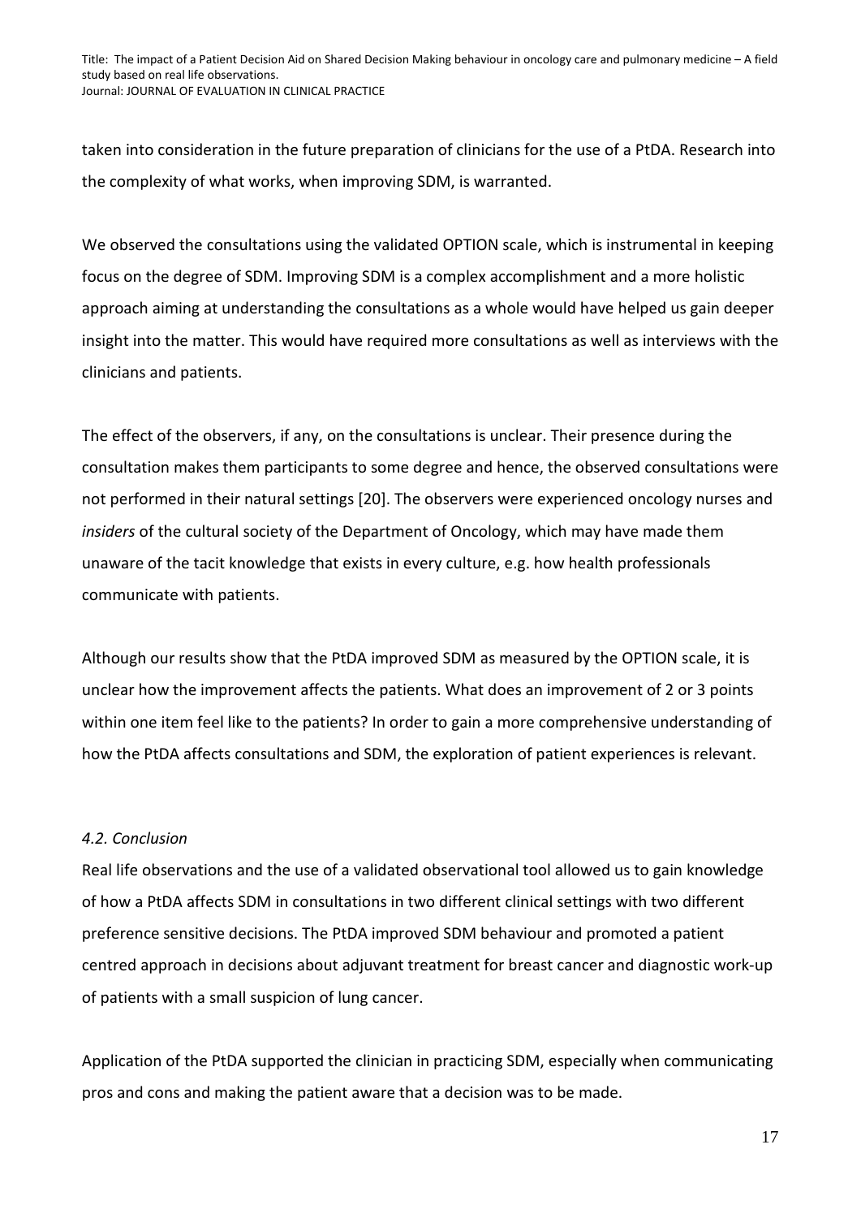taken into consideration in the future preparation of clinicians for the use of a PtDA. Research into the complexity of what works, when improving SDM, is warranted.

We observed the consultations using the validated OPTION scale, which is instrumental in keeping focus on the degree of SDM. Improving SDM is a complex accomplishment and a more holistic approach aiming at understanding the consultations as a whole would have helped us gain deeper insight into the matter. This would have required more consultations as well as interviews with the clinicians and patients.

The effect of the observers, if any, on the consultations is unclear. Their presence during the consultation makes them participants to some degree and hence, the observed consultations were not performed in their natural settings [20]. The observers were experienced oncology nurses and *insiders* of the cultural society of the Department of Oncology, which may have made them unaware of the tacit knowledge that exists in every culture, e.g. how health professionals communicate with patients.

Although our results show that the PtDA improved SDM as measured by the OPTION scale, it is unclear how the improvement affects the patients. What does an improvement of 2 or 3 points within one item feel like to the patients? In order to gain a more comprehensive understanding of how the PtDA affects consultations and SDM, the exploration of patient experiences is relevant.

### *4.2. Conclusion*

Real life observations and the use of a validated observational tool allowed us to gain knowledge of how a PtDA affects SDM in consultations in two different clinical settings with two different preference sensitive decisions. The PtDA improved SDM behaviour and promoted a patient centred approach in decisions about adjuvant treatment for breast cancer and diagnostic work-up of patients with a small suspicion of lung cancer.

Application of the PtDA supported the clinician in practicing SDM, especially when communicating pros and cons and making the patient aware that a decision was to be made.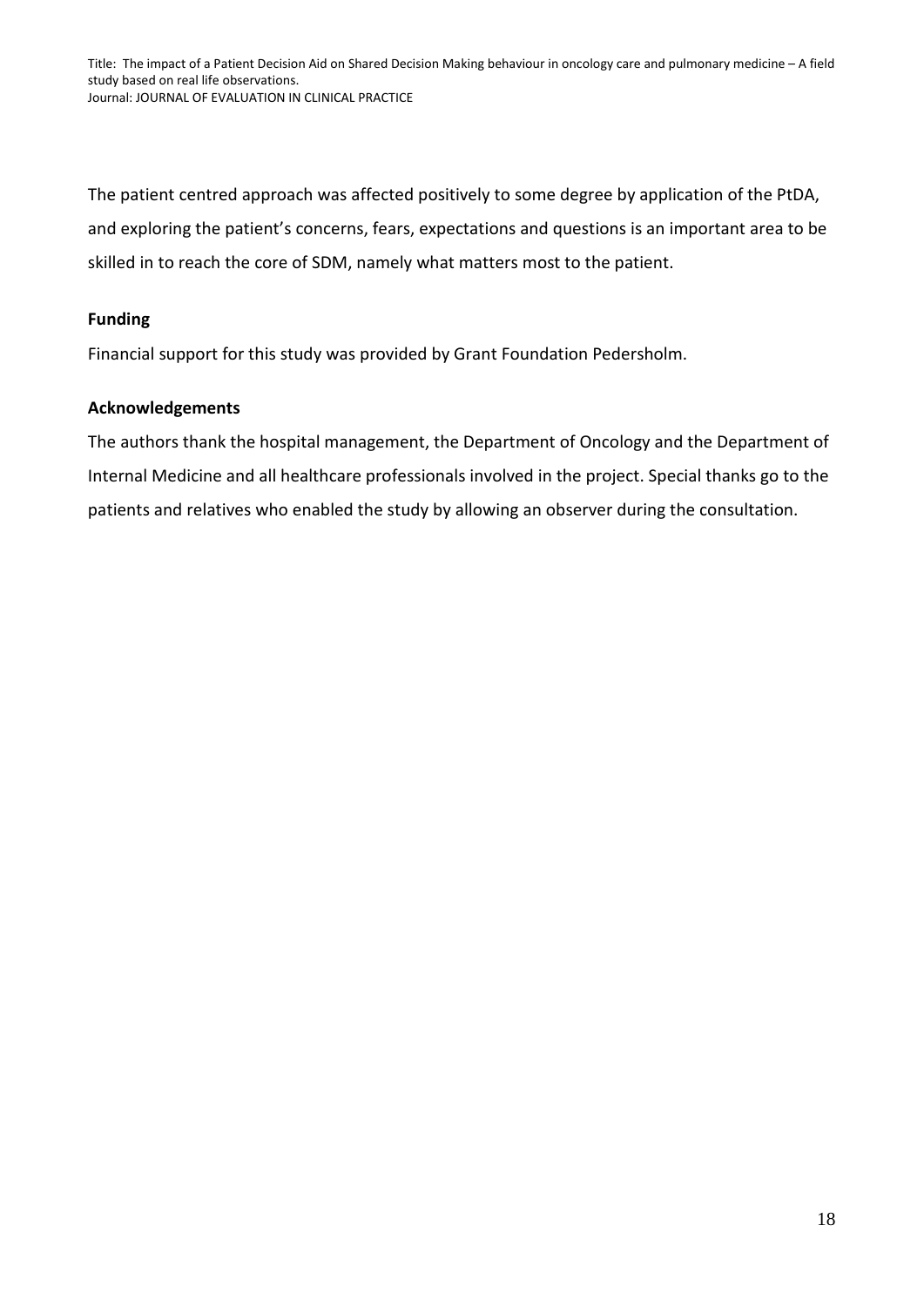The patient centred approach was affected positively to some degree by application of the PtDA, and exploring the patient's concerns, fears, expectations and questions is an important area to be skilled in to reach the core of SDM, namely what matters most to the patient.

**Funding**

Financial support for this study was provided by Grant Foundation Pedersholm.

**Acknowledgements**

The authors thank the hospital management, the Department of Oncology and the Department of Internal Medicine and all healthcare professionals involved in the project. Special thanks go to the patients and relatives who enabled the study by allowing an observer during the consultation.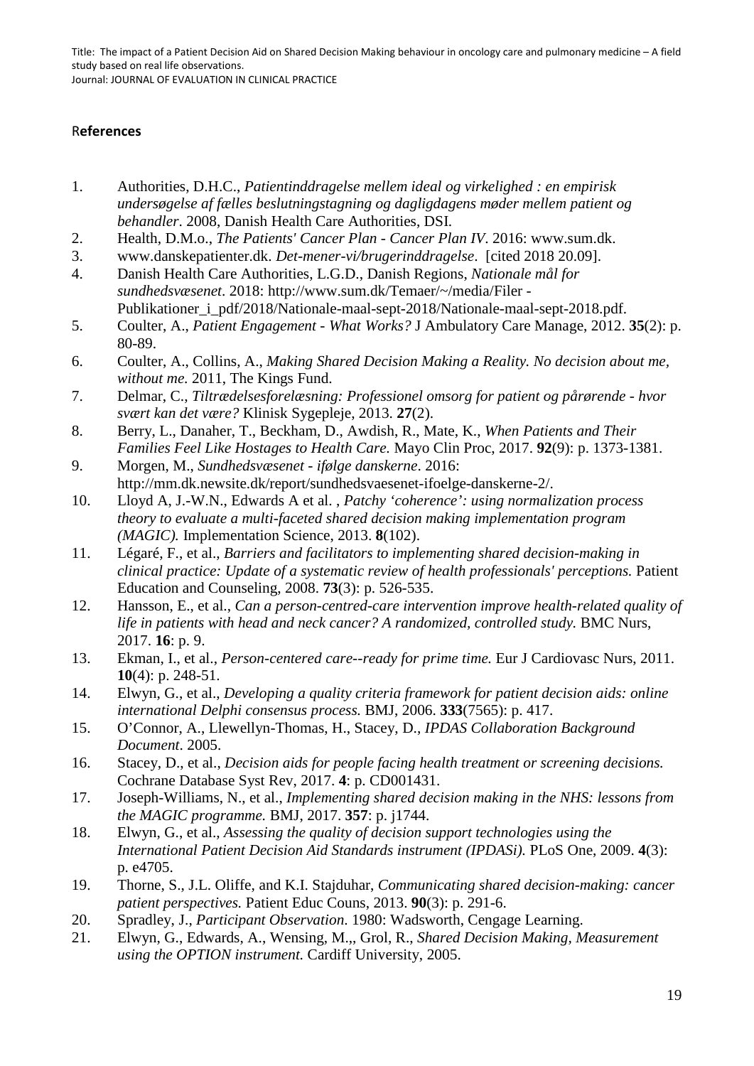## References

1. Authorities, D.H.C., *Patientinddragelse mellem ideal og virkelighed : en empirisk undersøgelse af fælles beslutningstagning og dagligdagens møder mellem patient og behandler*. 2008, Danish Health Care Authorities, DSI.
2. Health, D.M.o., *The Patients' Cancer Plan - Cancer Plan IV*. 2016: www.sum.dk.
3. www.danskepatienter.dk. *Det-mener-vi/brugerinddragelse*. [cited 2018 20.09].
4. Danish Health Care Authorities, L.G.D., Danish Regions, *Nationale mål for sundhedsvæsenet*. 2018: http://www.sum.dk/Temaer/~/media/Filer - Publikationer_i_pdf/2018/Nationale-maal-sept-2018/Nationale-maal-sept-2018.pdf.
5. Coulter, A., *Patient Engagement - What Works?* J Ambulatory Care Manage, 2012. **35**(2): p. 80-89.
6. Coulter, A., Collins, A., *Making Shared Decision Making a Reality. No decision about me, without me.* 2011, The Kings Fund.
7. Delmar, C., *Tiltrædelsesforelæsning: Professionel omsorg for patient og pårørende - hvor svært kan det være?* Klinisk Sygepleje, 2013. **27**(2).
8. Berry, L., Danaher, T., Beckham, D., Awdish, R., Mate, K., *When Patients and Their Families Feel Like Hostages to Health Care.* Mayo Clin Proc, 2017. **92**(9): p. 1373-1381.
9. Morgen, M., *Sundhedsvæsenet - ifølge danskerne*. 2016: http://mm.dk.newsite.dk/report/sundhedsvaesenet-ifoelge-danskerne-2/.
10. Lloyd A, J.-W.N., Edwards A et al. , *Patchy 'coherence': using normalization process theory to evaluate a multi-faceted shared decision making implementation program (MAGIC).* Implementation Science, 2013. **8**(102).
11. Légaré, F., et al., *Barriers and facilitators to implementing shared decision-making in clinical practice: Update of a systematic review of health professionals' perceptions.* Patient Education and Counseling, 2008. **73**(3): p. 526-535.
12. Hansson, E., et al., *Can a person-centred-care intervention improve health-related quality of life in patients with head and neck cancer? A randomized, controlled study.* BMC Nurs, 2017. **16**: p. 9.
13. Ekman, I., et al., *Person-centered care--ready for prime time.* Eur J Cardiovasc Nurs, 2011. **10**(4): p. 248-51.
14. Elwyn, G., et al., *Developing a quality criteria framework for patient decision aids: online international Delphi consensus process.* BMJ, 2006. **333**(7565): p. 417.
15. O'Connor, A., Llewellyn-Thomas, H., Stacey, D., *IPDAS Collaboration Background Document*. 2005.
16. Stacey, D., et al., *Decision aids for people facing health treatment or screening decisions.* Cochrane Database Syst Rev, 2017. **4**: p. CD001431.
17. Joseph-Williams, N., et al., *Implementing shared decision making in the NHS: lessons from the MAGIC programme.* BMJ, 2017. **357**: p. j1744.
18. Elwyn, G., et al., *Assessing the quality of decision support technologies using the International Patient Decision Aid Standards instrument (IPDASi).* PLoS One, 2009. **4**(3): p. e4705.
19. Thorne, S., J.L. Oliffe, and K.I. Stajduhar, *Communicating shared decision-making: cancer patient perspectives.* Patient Educ Couns, 2013. **90**(3): p. 291-6.
20. Spradley, J., *Participant Observation*. 1980: Wadsworth, Cengage Learning.
21. Elwyn, G., Edwards, A., Wensing, M.,, Grol, R., *Shared Decision Making, Measurement using the OPTION instrument.* Cardiff University, 2005.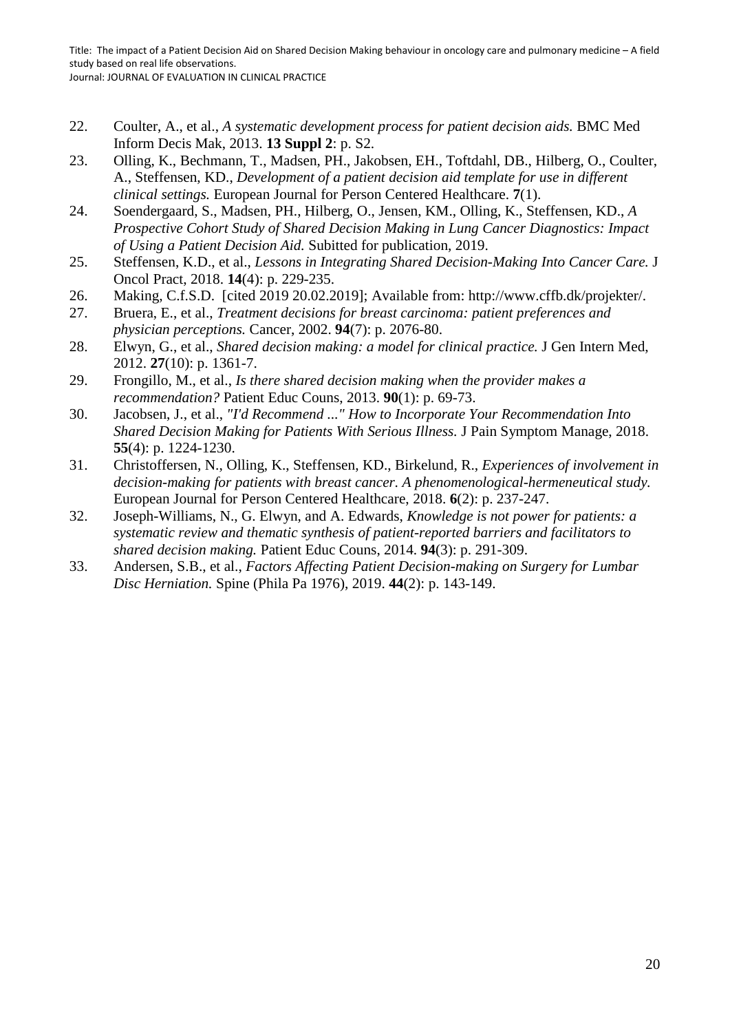22. Coulter, A., et al., *A systematic development process for patient decision aids.* BMC Med Inform Decis Mak, 2013. **13 Suppl 2**: p. S2.
23. Olling, K., Bechmann, T., Madsen, PH., Jakobsen, EH., Toftdahl, DB., Hilberg, O., Coulter, A., Steffensen, KD., *Development of a patient decision aid template for use in different clinical settings.* European Journal for Person Centered Healthcare. **7**(1).
24. Soendergaard, S., Madsen, PH., Hilberg, O., Jensen, KM., Olling, K., Steffensen, KD., *A Prospective Cohort Study of Shared Decision Making in Lung Cancer Diagnostics: Impact of Using a Patient Decision Aid.* Subitted for publication, 2019.
25. Steffensen, K.D., et al., *Lessons in Integrating Shared Decision-Making Into Cancer Care.* J Oncol Pract, 2018. **14**(4): p. 229-235.
26. Making, C.f.S.D. [cited 2019 20.02.2019]; Available from: http://www.cffb.dk/projekter/.
27. Bruera, E., et al., *Treatment decisions for breast carcinoma: patient preferences and physician perceptions.* Cancer, 2002. **94**(7): p. 2076-80.
28. Elwyn, G., et al., *Shared decision making: a model for clinical practice.* J Gen Intern Med, 2012. **27**(10): p. 1361-7.
29. Frongillo, M., et al., *Is there shared decision making when the provider makes a recommendation?* Patient Educ Couns, 2013. **90**(1): p. 69-73.
30. Jacobsen, J., et al., *"I'd Recommend ..." How to Incorporate Your Recommendation Into Shared Decision Making for Patients With Serious Illness.* J Pain Symptom Manage, 2018. **55**(4): p. 1224-1230.
31. Christoffersen, N., Olling, K., Steffensen, KD., Birkelund, R., *Experiences of involvement in decision-making for patients with breast cancer. A phenomenological-hermeneutical study.* European Journal for Person Centered Healthcare, 2018. **6**(2): p. 237-247.
32. Joseph-Williams, N., G. Elwyn, and A. Edwards, *Knowledge is not power for patients: a systematic review and thematic synthesis of patient-reported barriers and facilitators to shared decision making.* Patient Educ Couns, 2014. **94**(3): p. 291-309.
33. Andersen, S.B., et al., *Factors Affecting Patient Decision-making on Surgery for Lumbar Disc Herniation.* Spine (Phila Pa 1976), 2019. **44**(2): p. 143-149.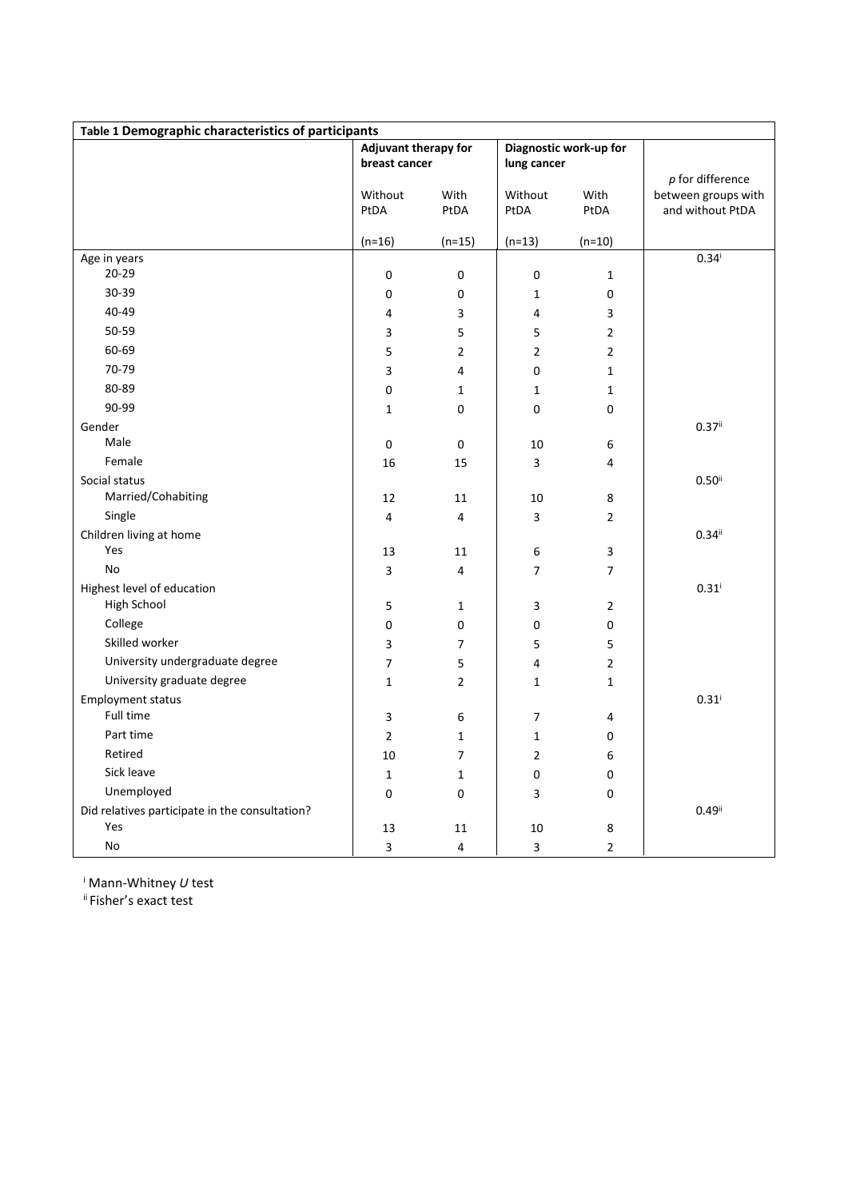**Table 1 Demographic characteristics of participants**

| | Adjuvant therapy for breast cancer | | Diagnostic work-up for lung cancer | | *p* for difference between groups with and without PtDA |
|---|---|---|---|---|---|
| | Without PtDA (n=16) | With PtDA (n=15) | Without PtDA (n=13) | With PtDA (n=10) | |
| Age in years | | | | | 0.34[i] |
| 20-29 | 0 | 0 | 0 | 1 | |
| 30-39 | 0 | 0 | 1 | 0 | |
| 40-49 | 4 | 3 | 4 | 3 | |
| 50-59 | 3 | 5 | 5 | 2 | |
| 60-69 | 5 | 2 | 2 | 2 | |
| 70-79 | 3 | 4 | 0 | 1 | |
| 80-89 | 0 | 1 | 1 | 1 | |
| 90-99 | 1 | 0 | 0 | 0 | |
| Gender | | | | | 0.37[ii] |
| Male | 0 | 0 | 10 | 6 | |
| Female | 16 | 15 | 3 | 4 | |
| Social status | | | | | 0.50[ii] |
| Married/Cohabiting | 12 | 11 | 10 | 8 | |
| Single | 4 | 4 | 3 | 2 | |
| Children living at home | | | | | 0.34[ii] |
| Yes | 13 | 11 | 6 | 3 | |
| No | 3 | 4 | 7 | 7 | |
| Highest level of education | | | | | 0.31[i] |
| High School | 5 | 1 | 3 | 2 | |
| College | 0 | 0 | 0 | 0 | |
| Skilled worker | 3 | 7 | 5 | 5 | |
| University undergraduate degree | 7 | 5 | 4 | 2 | |
| University graduate degree | 1 | 2 | 1 | 1 | |
| Employment status | | | | | 0.31[i] |
| Full time | 3 | 6 | 7 | 4 | |
| Part time | 2 | 1 | 1 | 0 | |
| Retired | 10 | 7 | 2 | 6 | |
| Sick leave | 1 | 1 | 0 | 0 | |
| Unemployed | 0 | 0 | 3 | 0 | |
| Did relatives participate in the consultation? | | | | | 0.49[ii] |
| Yes | 13 | 11 | 10 | 8 | |
| No | 3 | 4 | 3 | 2 | |

[i] Mann-Whitney *U* test
[ii] Fisher's exact test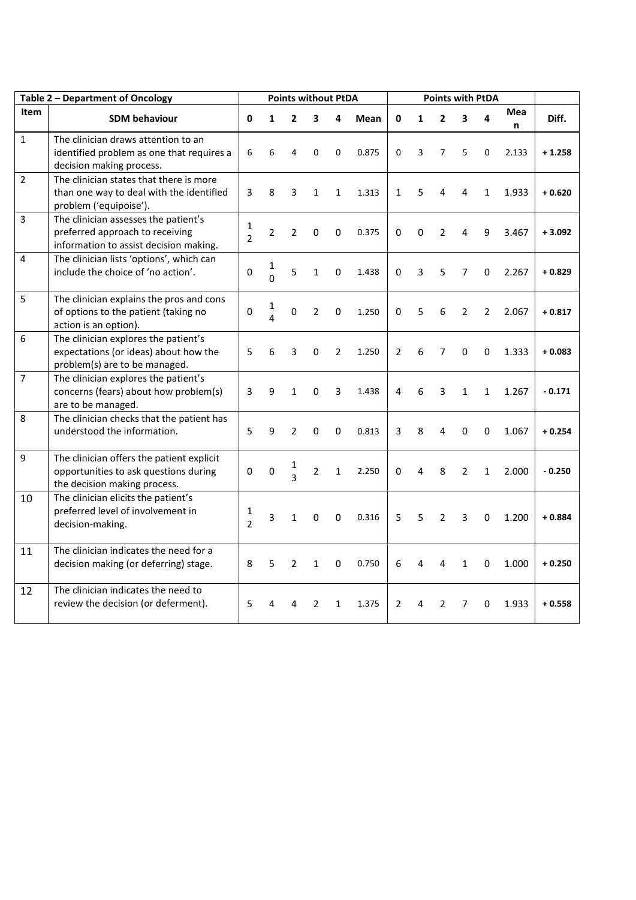| Table 2 – Department of Oncology | | Points without PtDA | | | | | | Points with PtDA | | | | | | |
|---|---|---|---|---|---|---|---|---|---|---|---|---|---|---|
| **Item** | **SDM behaviour** | **0** | **1** | **2** | **3** | **4** | **Mean** | **0** | **1** | **2** | **3** | **4** | **Mean** | **Diff.** |
| 1 | The clinician draws attention to an identified problem as one that requires a decision making process. | 6 | 6 | 4 | 0 | 0 | 0.875 | 0 | 3 | 7 | 5 | 0 | 2.133 | **+ 1.258** |
| 2 | The clinician states that there is more than one way to deal with the identified problem ('equipoise'). | 3 | 8 | 3 | 1 | 1 | 1.313 | 1 | 5 | 4 | 4 | 1 | 1.933 | **+ 0.620** |
| 3 | The clinician assesses the patient's preferred approach to receiving information to assist decision making. | 12 | 2 | 2 | 0 | 0 | 0.375 | 0 | 0 | 2 | 4 | 9 | 3.467 | **+ 3.092** |
| 4 | The clinician lists 'options', which can include the choice of 'no action'. | 0 | 10 | 5 | 1 | 0 | 1.438 | 0 | 3 | 5 | 7 | 0 | 2.267 | **+ 0.829** |
| 5 | The clinician explains the pros and cons of options to the patient (taking no action is an option). | 0 | 14 | 0 | 2 | 0 | 1.250 | 0 | 5 | 6 | 2 | 2 | 2.067 | **+ 0.817** |
| 6 | The clinician explores the patient's expectations (or ideas) about how the problem(s) are to be managed. | 5 | 6 | 3 | 0 | 2 | 1.250 | 2 | 6 | 7 | 0 | 0 | 1.333 | **+ 0.083** |
| 7 | The clinician explores the patient's concerns (fears) about how problem(s) are to be managed. | 3 | 9 | 1 | 0 | 3 | 1.438 | 4 | 6 | 3 | 1 | 1 | 1.267 | **- 0.171** |
| 8 | The clinician checks that the patient has understood the information. | 5 | 9 | 2 | 0 | 0 | 0.813 | 3 | 8 | 4 | 0 | 0 | 1.067 | **+ 0.254** |
| 9 | The clinician offers the patient explicit opportunities to ask questions during the decision making process. | 0 | 0 | 13 | 2 | 1 | 2.250 | 0 | 4 | 8 | 2 | 1 | 2.000 | **- 0.250** |
| 10 | The clinician elicits the patient's preferred level of involvement in decision-making. | 12 | 3 | 1 | 0 | 0 | 0.316 | 5 | 5 | 2 | 3 | 0 | 1.200 | **+ 0.884** |
| 11 | The clinician indicates the need for a decision making (or deferring) stage. | 8 | 5 | 2 | 1 | 0 | 0.750 | 6 | 4 | 4 | 1 | 0 | 1.000 | **+ 0.250** |
| 12 | The clinician indicates the need to review the decision (or deferment). | 5 | 4 | 4 | 2 | 1 | 1.375 | 2 | 4 | 2 | 7 | 0 | 1.933 | **+ 0.558** |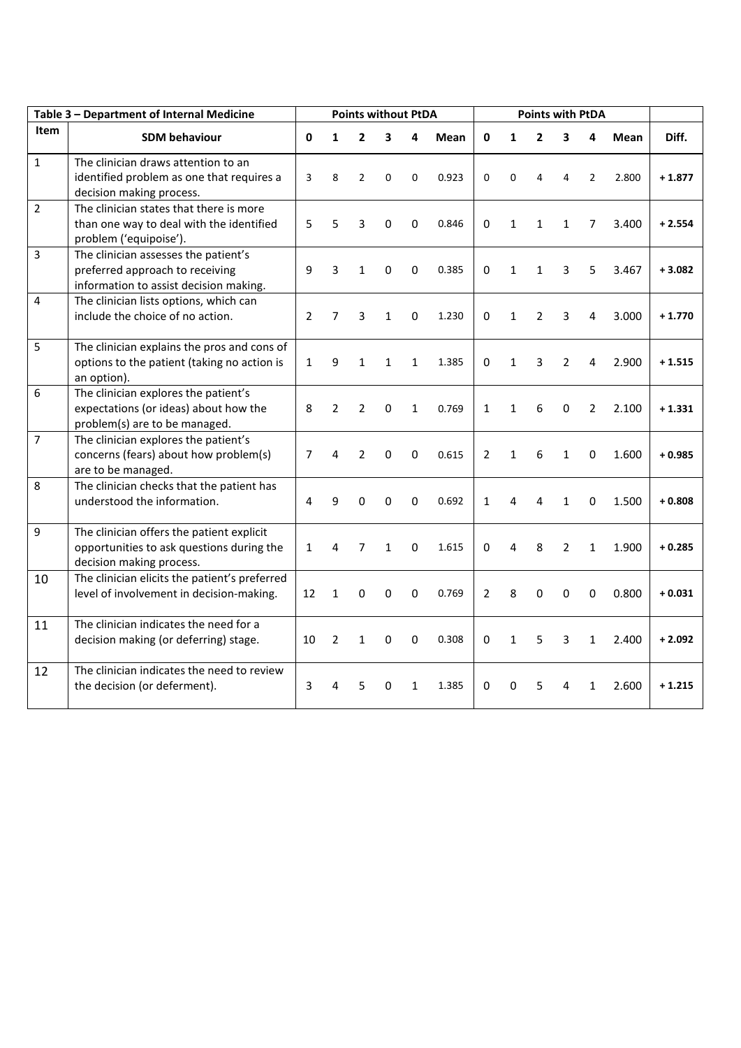| Table 3 – Department of Internal Medicine | | Points without PtDA | | | | | | Points with PtDA | | | | | | |
|---|---|---|---|---|---|---|---|---|---|---|---|---|---|---|
| Item | SDM behaviour | 0 | 1 | 2 | 3 | 4 | Mean | 0 | 1 | 2 | 3 | 4 | Mean | Diff. |
| 1 | The clinician draws attention to an identified problem as one that requires a decision making process. | 3 | 8 | 2 | 0 | 0 | 0.923 | 0 | 0 | 4 | 4 | 2 | 2.800 | **+ 1.877** |
| 2 | The clinician states that there is more than one way to deal with the identified problem ('equipoise'). | 5 | 5 | 3 | 0 | 0 | 0.846 | 0 | 1 | 1 | 1 | 7 | 3.400 | **+ 2.554** |
| 3 | The clinician assesses the patient's preferred approach to receiving information to assist decision making. | 9 | 3 | 1 | 0 | 0 | 0.385 | 0 | 1 | 1 | 3 | 5 | 3.467 | **+ 3.082** |
| 4 | The clinician lists options, which can include the choice of no action. | 2 | 7 | 3 | 1 | 0 | 1.230 | 0 | 1 | 2 | 3 | 4 | 3.000 | **+ 1.770** |
| 5 | The clinician explains the pros and cons of options to the patient (taking no action is an option). | 1 | 9 | 1 | 1 | 1 | 1.385 | 0 | 1 | 3 | 2 | 4 | 2.900 | **+ 1.515** |
| 6 | The clinician explores the patient's expectations (or ideas) about how the problem(s) are to be managed. | 8 | 2 | 2 | 0 | 1 | 0.769 | 1 | 1 | 6 | 0 | 2 | 2.100 | **+ 1.331** |
| 7 | The clinician explores the patient's concerns (fears) about how problem(s) are to be managed. | 7 | 4 | 2 | 0 | 0 | 0.615 | 2 | 1 | 6 | 1 | 0 | 1.600 | **+ 0.985** |
| 8 | The clinician checks that the patient has understood the information. | 4 | 9 | 0 | 0 | 0 | 0.692 | 1 | 4 | 4 | 1 | 0 | 1.500 | **+ 0.808** |
| 9 | The clinician offers the patient explicit opportunities to ask questions during the decision making process. | 1 | 4 | 7 | 1 | 0 | 1.615 | 0 | 4 | 8 | 2 | 1 | 1.900 | **+ 0.285** |
| 10 | The clinician elicits the patient's preferred level of involvement in decision-making. | 12 | 1 | 0 | 0 | 0 | 0.769 | 2 | 8 | 0 | 0 | 0 | 0.800 | **+ 0.031** |
| 11 | The clinician indicates the need for a decision making (or deferring) stage. | 10 | 2 | 1 | 0 | 0 | 0.308 | 0 | 1 | 5 | 3 | 1 | 2.400 | **+ 2.092** |
| 12 | The clinician indicates the need to review the decision (or deferment). | 3 | 4 | 5 | 0 | 1 | 1.385 | 0 | 0 | 5 | 4 | 1 | 2.600 | **+ 1.215** |